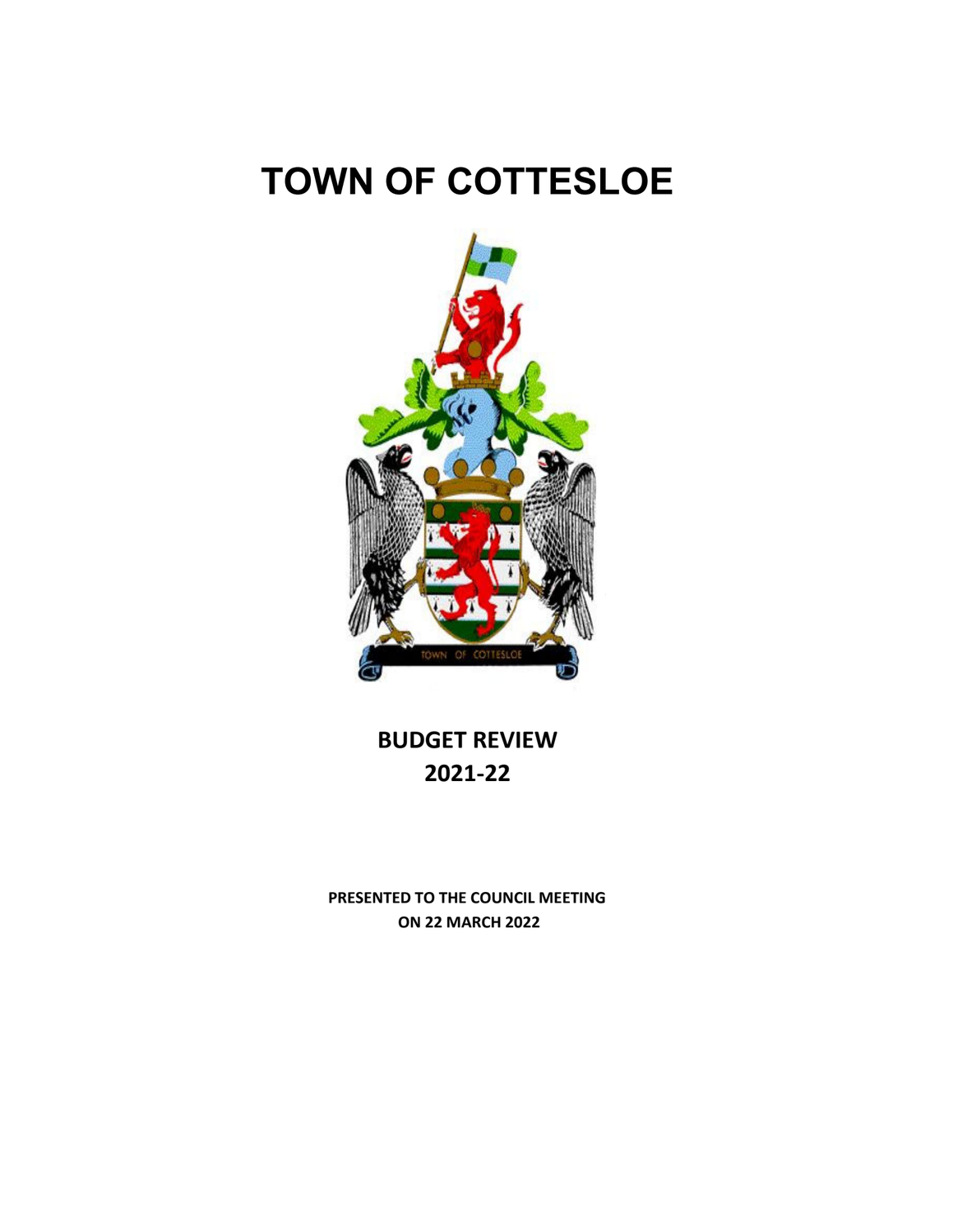# TOWN OF COTTESLOE

**BUDGET REVIEW**
**2021-22**

**PRESENTED TO THE COUNCIL MEETING**
**ON 22 MARCH 2022**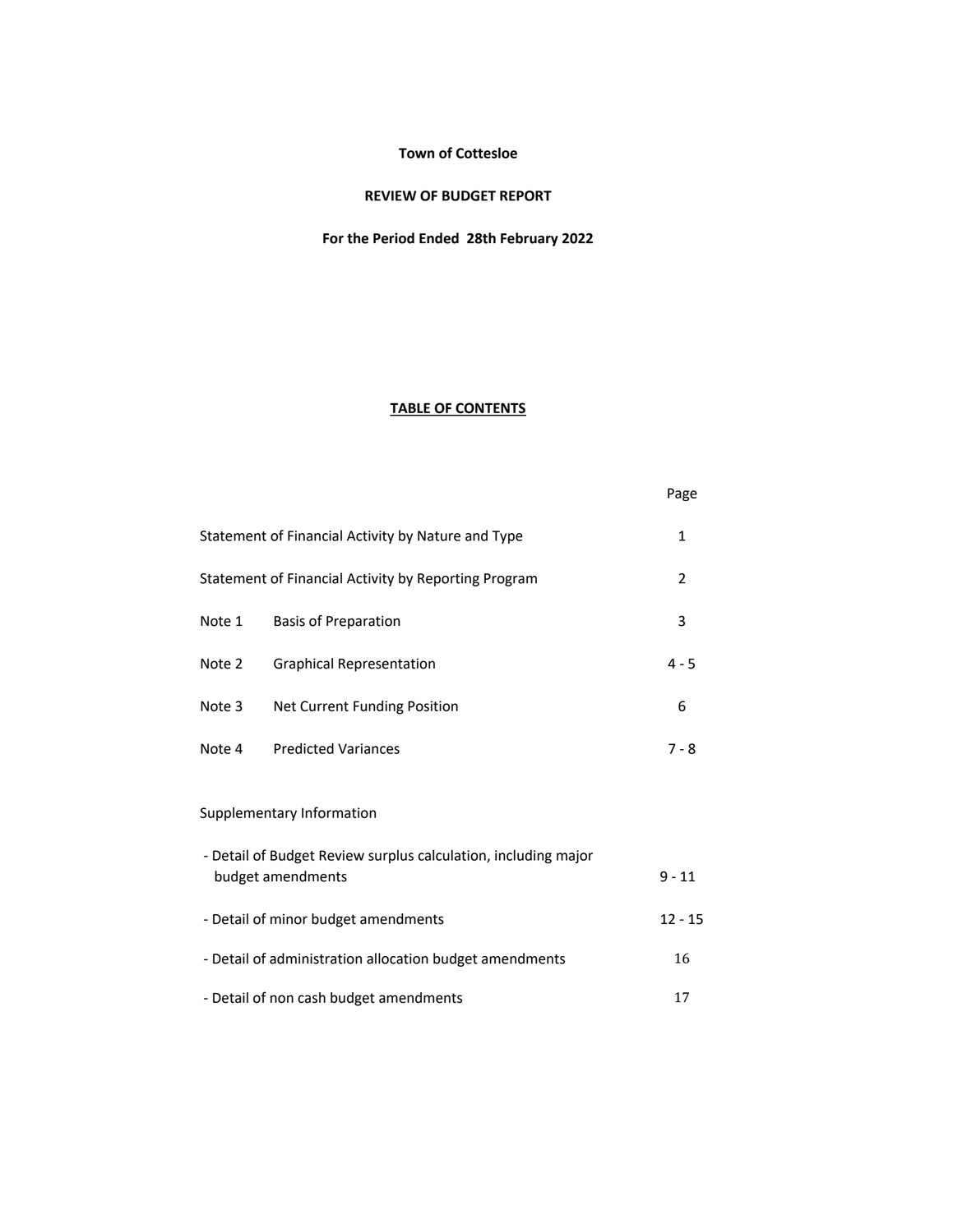**Town of Cottesloe**

**REVIEW OF BUDGET REPORT**

**For the Period Ended 28th February 2022**

## TABLE OF CONTENTS

| | | Page |
|---|---|---|
| Statement of Financial Activity by Nature and Type | | 1 |
| Statement of Financial Activity by Reporting Program | | 2 |
| Note 1 | Basis of Preparation | 3 |
| Note 2 | Graphical Representation | 4 - 5 |
| Note 3 | Net Current Funding Position | 6 |
| Note 4 | Predicted Variances | 7 - 8 |
| Supplementary Information | | |
| - Detail of Budget Review surplus calculation, including major budget amendments | | 9 - 11 |
| - Detail of minor budget amendments | | 12 - 15 |
| - Detail of administration allocation budget amendments | | 16 |
| - Detail of non cash budget amendments | | 17 |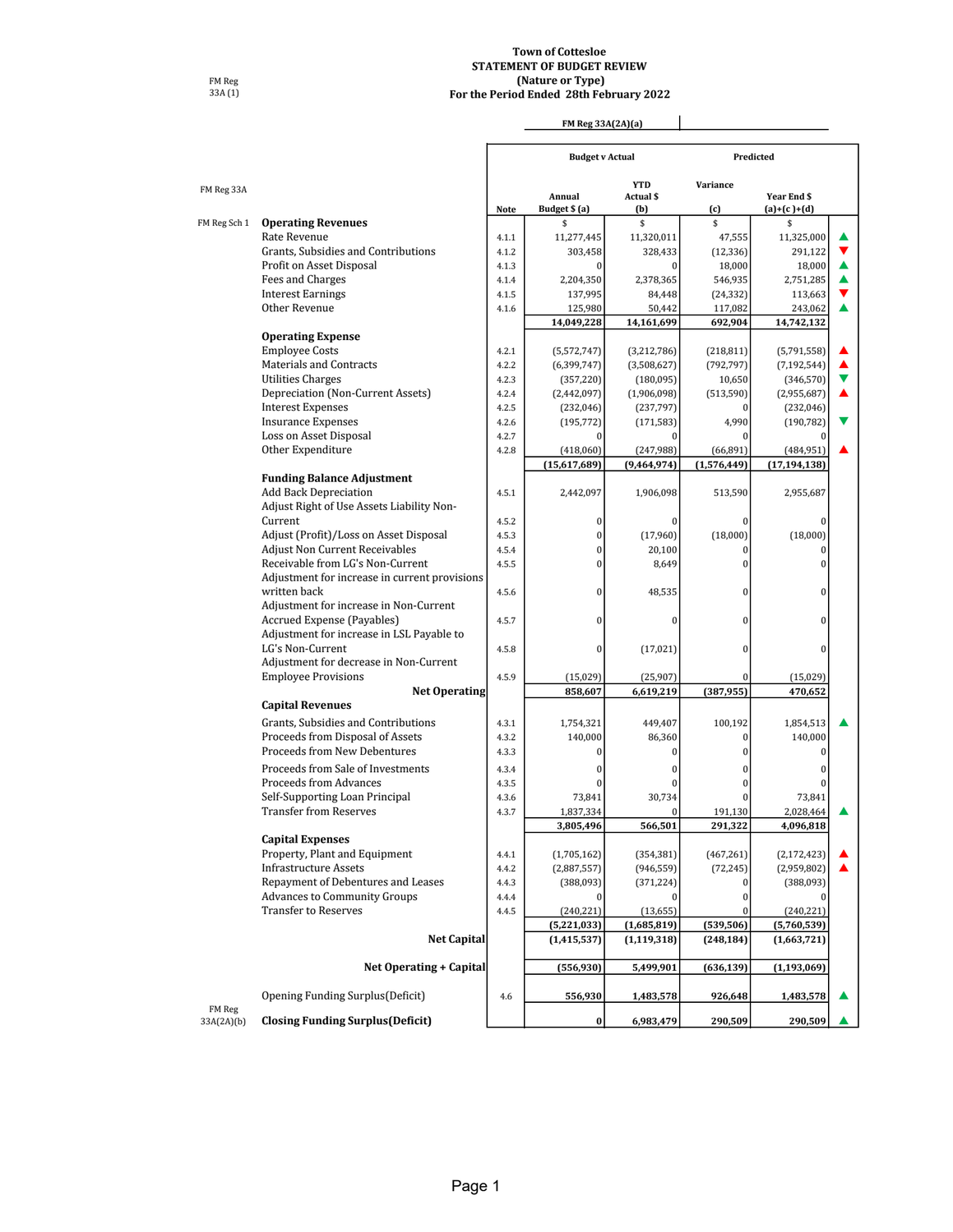FM Reg 33A (1)

**Town of Cottesloe**
**STATEMENT OF BUDGET REVIEW**
**(Nature or Type)**
**For the Period Ended 28th February 2022**

| | | Note | Budget v Actual | | Predicted | | |
|---|---|---|---|---|---|---|---|
| | | | FM Reg 33A(2A)(a) | | | | |
| FM Reg 33A | | | Annual Budget $ (a) | YTD Actual $ (b) | Variance (c) | Year End $ (a)+(c)+(d) | |
| FM Reg Sch 1 | **Operating Revenues** | | $ | $ | $ | $ | |
| | Rate Revenue | 4.1.1 | 11,277,445 | 11,320,011 | 47,555 | 11,325,000 | ▲ |
| | Grants, Subsidies and Contributions | 4.1.2 | 303,458 | 328,433 | (12,336) | 291,122 | ▼ |
| | Profit on Asset Disposal | 4.1.3 | 0 | 0 | 18,000 | 18,000 | ▲ |
| | Fees and Charges | 4.1.4 | 2,204,350 | 2,378,365 | 546,935 | 2,751,285 | ▲ |
| | Interest Earnings | 4.1.5 | 137,995 | 84,448 | (24,332) | 113,663 | ▼ |
| | Other Revenue | 4.1.6 | 125,980 | 50,442 | 117,082 | 243,062 | ▲ |
| | | | **14,049,228** | **14,161,699** | **692,904** | **14,742,132** | |
| | **Operating Expense** | | | | | | |
| | Employee Costs | 4.2.1 | (5,572,747) | (3,212,786) | (218,811) | (5,791,558) | ▲ |
| | Materials and Contracts | 4.2.2 | (6,399,747) | (3,508,627) | (792,797) | (7,192,544) | ▲ |
| | Utilities Charges | 4.2.3 | (357,220) | (180,095) | 10,650 | (346,570) | ▼ |
| | Depreciation (Non-Current Assets) | 4.2.4 | (2,442,097) | (1,906,098) | (513,590) | (2,955,687) | ▲ |
| | Interest Expenses | 4.2.5 | (232,046) | (237,797) | 0 | (232,046) | |
| | Insurance Expenses | 4.2.6 | (195,772) | (171,583) | 4,990 | (190,782) | ▼ |
| | Loss on Asset Disposal | 4.2.7 | 0 | 0 | 0 | 0 | |
| | Other Expenditure | 4.2.8 | (418,060) | (247,988) | (66,891) | (484,951) | ▲ |
| | | | **(15,617,689)** | **(9,464,974)** | **(1,576,449)** | **(17,194,138)** | |
| | **Funding Balance Adjustment** | | | | | | |
| | Add Back Depreciation | 4.5.1 | 2,442,097 | 1,906,098 | 513,590 | 2,955,687 | |
| | Adjust Right of Use Assets Liability Non-Current | 4.5.2 | 0 | 0 | 0 | 0 | |
| | Adjust (Profit)/Loss on Asset Disposal | 4.5.3 | 0 | (17,960) | (18,000) | (18,000) | |
| | Adjust Non Current Receivables | 4.5.4 | 0 | 20,100 | 0 | 0 | |
| | Receivable from LG's Non-Current | 4.5.5 | 0 | 8,649 | 0 | 0 | |
| | Adjustment for increase in current provisions written back | 4.5.6 | 0 | 48,535 | 0 | 0 | |
| | Adjustment for increase in Non-Current Accrued Expense (Payables) | 4.5.7 | 0 | 0 | 0 | 0 | |
| | Adjustment for increase in LSL Payable to LG's Non-Current | 4.5.8 | 0 | (17,021) | 0 | 0 | |
| | Adjustment for decrease in Non-Current Employee Provisions | 4.5.9 | (15,029) | (25,907) | 0 | (15,029) | |
| | **Net Operating** | | **858,607** | **6,619,219** | **(387,955)** | **470,652** | |
| | **Capital Revenues** | | | | | | |
| | Grants, Subsidies and Contributions | 4.3.1 | 1,754,321 | 449,407 | 100,192 | 1,854,513 | ▲ |
| | Proceeds from Disposal of Assets | 4.3.2 | 140,000 | 86,360 | 0 | 140,000 | |
| | Proceeds from New Debentures | 4.3.3 | 0 | 0 | 0 | 0 | |
| | Proceeds from Sale of Investments | 4.3.4 | 0 | 0 | 0 | 0 | |
| | Proceeds from Advances | 4.3.5 | 0 | 0 | 0 | 0 | |
| | Self-Supporting Loan Principal | 4.3.6 | 73,841 | 30,734 | 0 | 73,841 | |
| | Transfer from Reserves | 4.3.7 | 1,837,334 | 0 | 191,130 | 2,028,464 | ▲ |
| | | | **3,805,496** | **566,501** | **291,322** | **4,096,818** | |
| | **Capital Expenses** | | | | | | |
| | Property, Plant and Equipment | 4.4.1 | (1,705,162) | (354,381) | (467,261) | (2,172,423) | ▲ |
| | Infrastructure Assets | 4.4.2 | (2,887,557) | (946,559) | (72,245) | (2,959,802) | ▲ |
| | Repayment of Debentures and Leases | 4.4.3 | (388,093) | (371,224) | 0 | (388,093) | |
| | Advances to Community Groups | 4.4.4 | 0 | 0 | 0 | 0 | |
| | Transfer to Reserves | 4.4.5 | (240,221) | (13,655) | 0 | (240,221) | |
| | | | **(5,221,033)** | **(1,685,819)** | **(539,506)** | **(5,760,539)** | |
| | **Net Capital** | | **(1,415,537)** | **(1,119,318)** | **(248,184)** | **(1,663,721)** | |
| | **Net Operating + Capital** | | **(556,930)** | **5,499,901** | **(636,139)** | **(1,193,069)** | |
| | Opening Funding Surplus(Deficit) | 4.6 | **556,930** | **1,483,578** | **926,648** | **1,483,578** | ▲ |
| FM Reg 33A(2A)(b) | **Closing Funding Surplus(Deficit)** | | **0** | **6,983,479** | **290,509** | **290,509** | ▲ |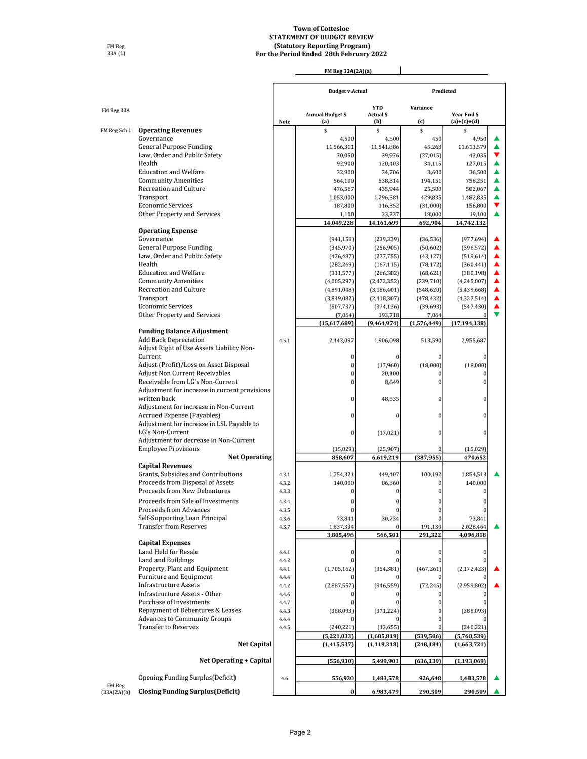FM Reg 33A (1)

# Town of Cottesloe
## STATEMENT OF BUDGET REVIEW
### (Statutory Reporting Program)
### For the Period Ended 28th February 2022

| FM Reg 33A | | Note | Annual Budget $ (a) | YTD Actual $ (b) | Variance (c) | Year End $ (a)+(c)+(d) | |
|---|---|---|---|---|---|---|---|
| | | | **Budget v Actual** | | **Predicted** | | |
| | | | $ | $ | $ | $ | |
| FM Reg Sch 1 | **Operating Revenues** | | | | | | |
| | Governance | | 4,500 | 4,500 | 450 | 4,950 | ▲ |
| | General Purpose Funding | | 11,566,311 | 11,541,886 | 45,268 | 11,611,579 | ▲ |
| | Law, Order and Public Safety | | 70,050 | 39,976 | (27,015) | 43,035 | ▼ |
| | Health | | 92,900 | 120,403 | 34,115 | 127,015 | ▲ |
| | Education and Welfare | | 32,900 | 34,706 | 3,600 | 36,500 | ▲ |
| | Community Amenities | | 564,100 | 538,314 | 194,151 | 758,251 | ▲ |
| | Recreation and Culture | | 476,567 | 435,944 | 25,500 | 502,067 | ▲ |
| | Transport | | 1,053,000 | 1,296,381 | 429,835 | 1,482,835 | ▲ |
| | Economic Services | | 187,800 | 116,352 | (31,000) | 156,800 | ▼ |
| | Other Property and Services | | 1,100 | 33,237 | 18,000 | 19,100 | ▲ |
| | | | **14,049,228** | **14,161,699** | **692,904** | **14,742,132** | |
| | **Operating Expense** | | | | | | |
| | Governance | | (941,158) | (239,339) | (36,536) | (977,694) | ▲ |
| | General Purpose Funding | | (345,970) | (256,905) | (50,602) | (396,572) | ▲ |
| | Law, Order and Public Safety | | (476,487) | (277,755) | (43,127) | (519,614) | ▲ |
| | Health | | (282,269) | (167,115) | (78,172) | (360,441) | ▲ |
| | Education and Welfare | | (311,577) | (266,382) | (68,621) | (380,198) | ▲ |
| | Community Amenities | | (4,005,297) | (2,472,352) | (239,710) | (4,245,007) | ▲ |
| | Recreation and Culture | | (4,891,048) | (3,186,401) | (548,620) | (5,439,668) | ▲ |
| | Transport | | (3,849,082) | (2,418,307) | (478,432) | (4,327,514) | ▲ |
| | Economic Services | | (507,737) | (374,136) | (39,693) | (547,430) | ▲ |
| | Other Property and Services | | (7,064) | 193,718 | 7,064 | 0 | ▼ |
| | | | **(15,617,689)** | **(9,464,974)** | **(1,576,449)** | **(17,194,138)** | |
| | **Funding Balance Adjustment** | | | | | | |
| | Add Back Depreciation | 4.5.1 | 2,442,097 | 1,906,098 | 513,590 | 2,955,687 | |
| | Adjust Right of Use Assets Liability Non-Current | | 0 | 0 | 0 | 0 | |
| | Adjust (Profit)/Loss on Asset Disposal | | 0 | (17,960) | (18,000) | (18,000) | |
| | Adjust Non Current Receivables | | 0 | 20,100 | 0 | 0 | |
| | Receivable from LG's Non-Current | | 0 | 8,649 | 0 | 0 | |
| | Adjustment for increase in current provisions written back | | 0 | 48,535 | 0 | 0 | |
| | Adjustment for increase in Non-Current Accrued Expense (Payables) | | 0 | 0 | 0 | 0 | |
| | Adjustment for increase in LSL Payable to LG's Non-Current | | 0 | (17,021) | 0 | 0 | |
| | Adjustment for decrease in Non-Current Employee Provisions | | (15,029) | (25,907) | 0 | (15,029) | |
| | **Net Operating** | | **858,607** | **6,619,219** | **(387,955)** | **470,652** | |
| | **Capital Revenues** | | | | | | |
| | Grants, Subsidies and Contributions | 4.3.1 | 1,754,321 | 449,407 | 100,192 | 1,854,513 | ▲ |
| | Proceeds from Disposal of Assets | 4.3.2 | 140,000 | 86,360 | 0 | 140,000 | |
| | Proceeds from New Debentures | 4.3.3 | 0 | 0 | 0 | 0 | |
| | Proceeds from Sale of Investments | 4.3.4 | 0 | 0 | 0 | 0 | |
| | Proceeds from Advances | 4.3.5 | 0 | 0 | 0 | 0 | |
| | Self-Supporting Loan Principal | 4.3.6 | 73,841 | 30,734 | 0 | 73,841 | |
| | Transfer from Reserves | 4.3.7 | 1,837,334 | 0 | 191,130 | 2,028,464 | ▲ |
| | | | **3,805,496** | **566,501** | **291,322** | **4,096,818** | |
| | **Capital Expenses** | | | | | | |
| | Land Held for Resale | 4.4.1 | 0 | 0 | 0 | 0 | |
| | Land and Buildings | 4.4.2 | 0 | 0 | 0 | 0 | |
| | Property, Plant and Equipment | 4.4.1 | (1,705,162) | (354,381) | (467,261) | (2,172,423) | ▲ |
| | Furniture and Equipment | 4.4.4 | 0 | 0 | 0 | 0 | |
| | Infrastructure Assets | 4.4.2 | (2,887,557) | (946,559) | (72,245) | (2,959,802) | ▲ |
| | Infrastructure Assets - Other | 4.4.6 | 0 | 0 | 0 | 0 | |
| | Purchase of Investments | 4.4.7 | 0 | 0 | 0 | 0 | |
| | Repayment of Debentures & Leases | 4.4.3 | (388,093) | (371,224) | 0 | (388,093) | |
| | Advances to Community Groups | 4.4.4 | 0 | 0 | 0 | 0 | |
| | Transfer to Reserves | 4.4.5 | (240,221) | (13,655) | 0 | (240,221) | |
| | | | **(5,221,033)** | **(1,685,819)** | **(539,506)** | **(5,760,539)** | |
| | **Net Capital** | | **(1,415,537)** | **(1,119,318)** | **(248,184)** | **(1,663,721)** | |
| | **Net Operating + Capital** | | **(556,930)** | **5,499,901** | **(636,139)** | **(1,193,069)** | |
| | Opening Funding Surplus(Deficit) | 4.6 | **556,930** | **1,483,578** | **926,648** | **1,483,578** | ▲ |
| FM Reg (33A(2A)(b) | **Closing Funding Surplus(Deficit)** | | **0** | **6,983,479** | **290,509** | **290,509** | ▲ |

FM Reg 33A(2A)(a)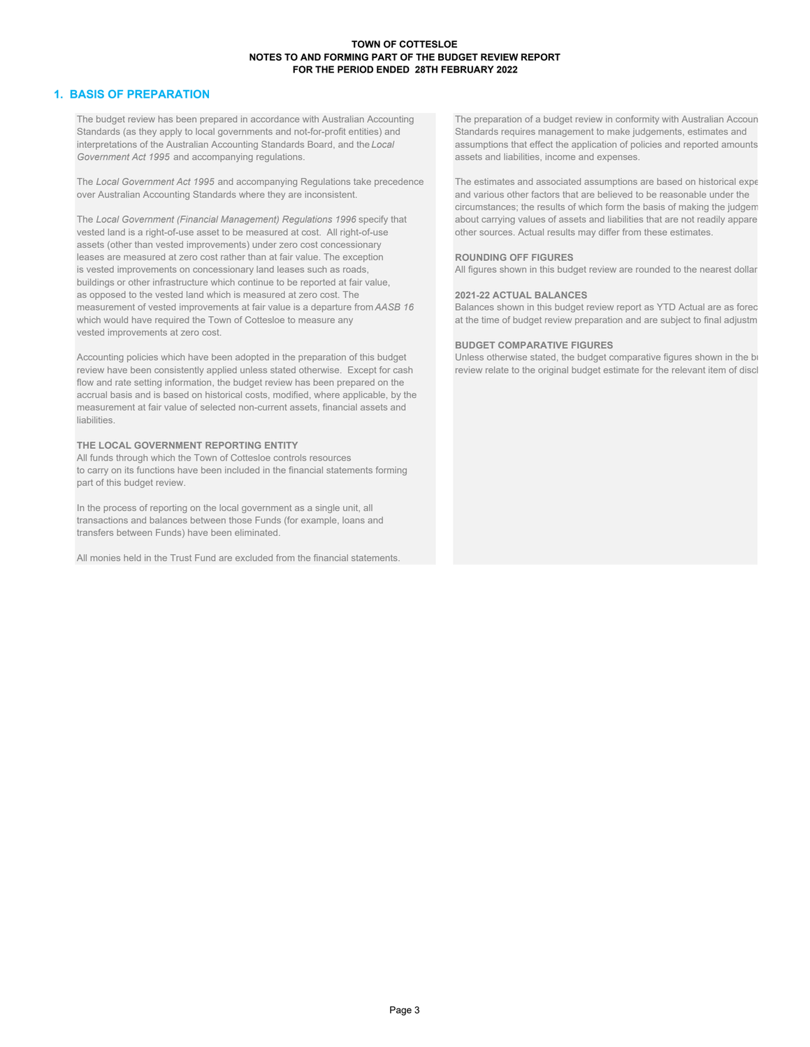# TOWN OF COTTESLOE
## NOTES TO AND FORMING PART OF THE BUDGET REVIEW REPORT
## FOR THE PERIOD ENDED 28TH FEBRUARY 2022

## 1. BASIS OF PREPARATION

The budget review has been prepared in accordance with Australian Accounting Standards (as they apply to local governments and not-for-profit entities) and interpretations of the Australian Accounting Standards Board, and the *Local Government Act 1995* and accompanying regulations.

The *Local Government Act 1995* and accompanying Regulations take precedence over Australian Accounting Standards where they are inconsistent.

The *Local Government (Financial Management) Regulations 1996* specify that vested land is a right-of-use asset to be measured at cost. All right-of-use assets (other than vested improvements) under zero cost concessionary leases are measured at zero cost rather than at fair value. The exception is vested improvements on concessionary land leases such as roads, buildings or other infrastructure which continue to be reported at fair value, as opposed to the vested land which is measured at zero cost. The measurement of vested improvements at fair value is a departure from *AASB 16* which would have required the Town of Cottesloe to measure any vested improvements at zero cost.

Accounting policies which have been adopted in the preparation of this budget review have been consistently applied unless stated otherwise. Except for cash flow and rate setting information, the budget review has been prepared on the accrual basis and is based on historical costs, modified, where applicable, by the measurement at fair value of selected non-current assets, financial assets and liabilities.

**THE LOCAL GOVERNMENT REPORTING ENTITY**

All funds through which the Town of Cottesloe controls resources to carry on its functions have been included in the financial statements forming part of this budget review.

In the process of reporting on the local government as a single unit, all transactions and balances between those Funds (for example, loans and transfers between Funds) have been eliminated.

All monies held in the Trust Fund are excluded from the financial statements.

The preparation of a budget review in conformity with Australian Accoun Standards requires management to make judgements, estimates and assumptions that effect the application of policies and reported amounts assets and liabilities, income and expenses.

The estimates and associated assumptions are based on historical expe and various other factors that are believed to be reasonable under the circumstances; the results of which form the basis of making the judgem about carrying values of assets and liabilities that are not readily appare other sources. Actual results may differ from these estimates.

**ROUNDING OFF FIGURES**

All figures shown in this budget review are rounded to the nearest dollar

**2021-22 ACTUAL BALANCES**

Balances shown in this budget review report as YTD Actual are as forec at the time of budget review preparation and are subject to final adjustm

**BUDGET COMPARATIVE FIGURES**

Unless otherwise stated, the budget comparative figures shown in the bu review relate to the original budget estimate for the relevant item of discl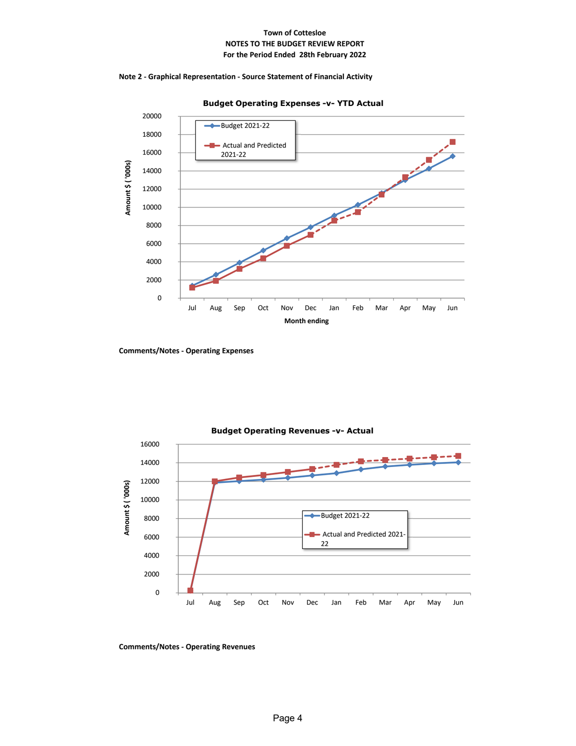**Town of Cottesloe**
**NOTES TO THE BUDGET REVIEW REPORT**
**For the Period Ended 28th February 2022**

**Note 2 - Graphical Representation - Source Statement of Financial Activity**

**Budget Operating Expenses -v- YTD Actual**

**Comments/Notes - Operating Expenses**

**Budget Operating Revenues -v- Actual**

**Comments/Notes - Operating Revenues**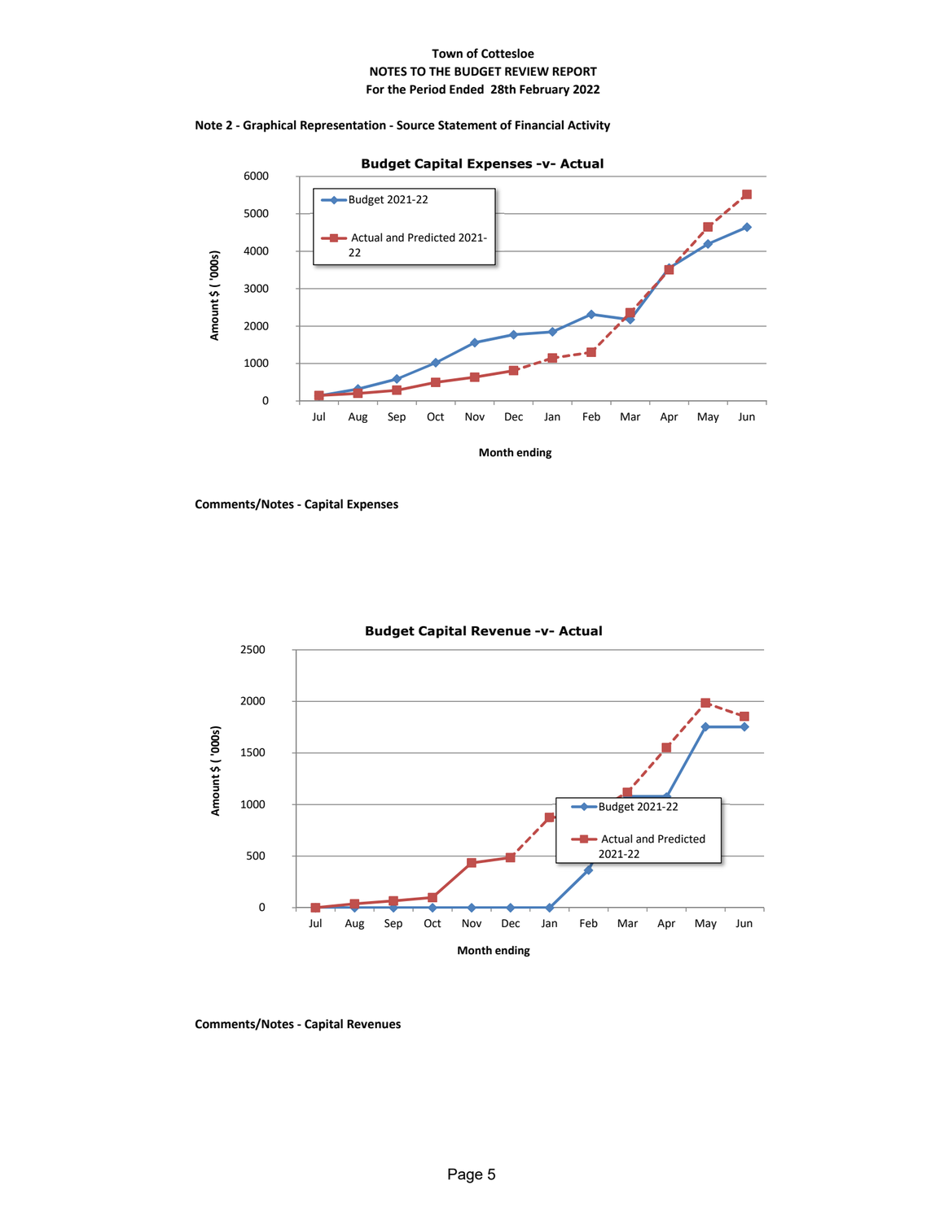Town of Cottesloe
NOTES TO THE BUDGET REVIEW REPORT
For the Period Ended 28th February 2022

**Note 2 - Graphical Representation - Source Statement of Financial Activity**

**Budget Capital Expenses -v- Actual**

Amount $ ( '000s)

Budget 2021-22

Actual and Predicted 2021-22

Month ending

Jul Aug Sep Oct Nov Dec Jan Feb Mar Apr May Jun

**Comments/Notes - Capital Expenses**

**Budget Capital Revenue -v- Actual**

Amount $ ( '000s)

Budget 2021-22

Actual and Predicted 2021-22

Month ending

Jul Aug Sep Oct Nov Dec Jan Feb Mar Apr May Jun

**Comments/Notes - Capital Revenues**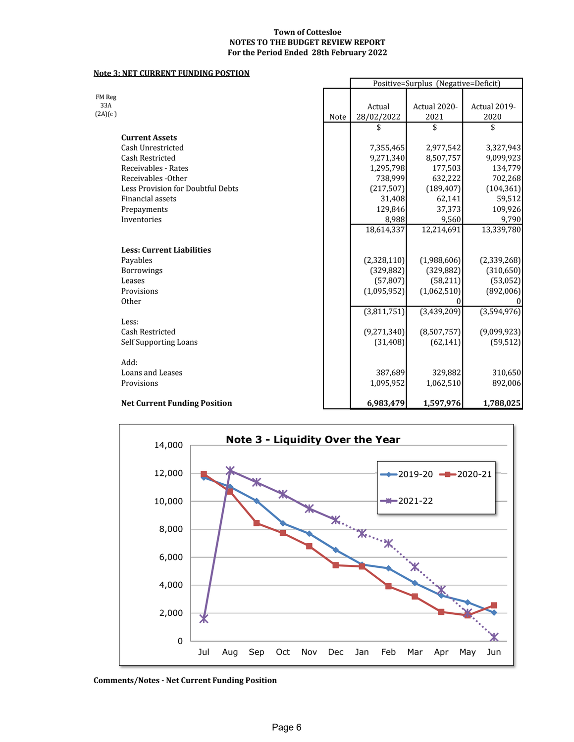**Town of Cottesloe**
**NOTES TO THE BUDGET REVIEW REPORT**
**For the Period Ended 28th February 2022**

## Note 3: NET CURRENT FUNDING POSTION

FM Reg 33A (2A)(c )

| | Note | Actual 28/02/2022 | Actual 2020-2021 | Actual 2019-2020 |
|---|---|---|---|---|
| | | Positive=Surplus (Negative=Deficit) | | |
| | | $ | $ | $ |
| **Current Assets** | | | | |
| Cash Unrestricted | | 7,355,465 | 2,977,542 | 3,327,943 |
| Cash Restricted | | 9,271,340 | 8,507,757 | 9,099,923 |
| Receivables - Rates | | 1,295,798 | 177,503 | 134,779 |
| Receivables -Other | | 738,999 | 632,222 | 702,268 |
| Less Provision for Doubtful Debts | | (217,507) | (189,407) | (104,361) |
| Financial assets | | 31,408 | 62,141 | 59,512 |
| Prepayments | | 129,846 | 37,373 | 109,926 |
| Inventories | | 8,988 | 9,560 | 9,790 |
| | | 18,614,337 | 12,214,691 | 13,339,780 |
| **Less: Current Liabilities** | | | | |
| Payables | | (2,328,110) | (1,988,606) | (2,339,268) |
| Borrowings | | (329,882) | (329,882) | (310,650) |
| Leases | | (57,807) | (58,211) | (53,052) |
| Provisions | | (1,095,952) | (1,062,510) | (892,006) |
| Other | | | 0 | 0 |
| | | (3,811,751) | (3,439,209) | (3,594,976) |
| Less: | | | | |
| Cash Restricted | | (9,271,340) | (8,507,757) | (9,099,923) |
| Self Supporting Loans | | (31,408) | (62,141) | (59,512) |
| Add: | | | | |
| Loans and Leases | | 387,689 | 329,882 | 310,650 |
| Provisions | | 1,095,952 | 1,062,510 | 892,006 |
| **Net Current Funding Position** | | **6,983,479** | **1,597,976** | **1,788,025** |

**Note 3 - Liquidity Over the Year**

| Month | 2019-20 | 2020-21 | 2021-22 |
|---|---|---|---|
| Jul | ~11,700 | ~11,900 | ~1,600 |
| Aug | ~11,000 | ~10,700 | ~12,200 |
| Sep | ~10,000 | ~8,400 | ~11,300 |
| Oct | ~8,400 | ~7,700 | ~10,500 |
| Nov | ~7,700 | ~6,800 | ~9,400 |
| Dec | ~6,500 | ~5,400 | ~8,600 |
| Jan | ~5,500 | ~5,300 | ~7,700 |
| Feb | ~5,200 | ~3,900 | ~7,000 |
| Mar | ~4,100 | ~3,200 | ~5,300 |
| Apr | ~3,300 | ~2,100 | ~3,700 |
| May | ~2,800 | ~1,900 | ~2,000 |
| Jun | ~2,000 | ~2,500 | ~300 |

**Comments/Notes - Net Current Funding Position**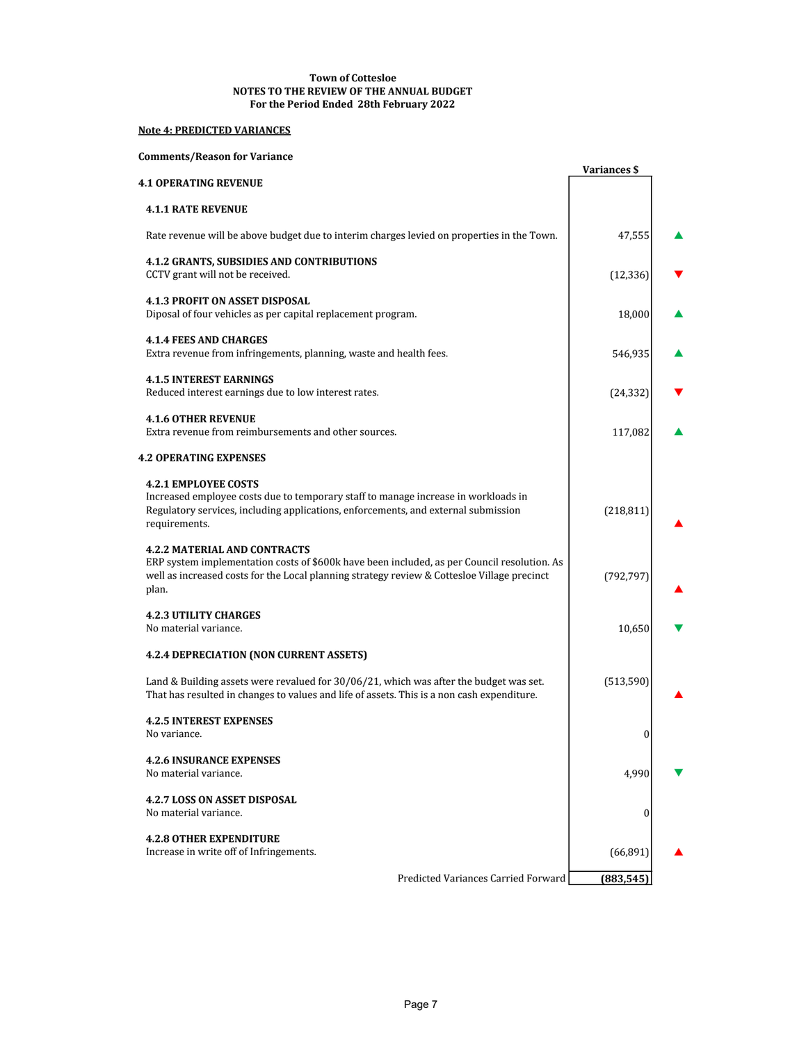**Town of Cottesloe**
**NOTES TO THE REVIEW OF THE ANNUAL BUDGET**
**For the Period Ended 28th February 2022**

**Note 4: PREDICTED VARIANCES**

**Comments/Reason for Variance**

| | Variances $ | |
|---|---|---|
| **4.1 OPERATING REVENUE** | | |
| **4.1.1 RATE REVENUE** | | |
| Rate revenue will be above budget due to interim charges levied on properties in the Town. | 47,555 | ▲ |
| **4.1.2 GRANTS, SUBSIDIES AND CONTRIBUTIONS**<br>CCTV grant will not be received. | (12,336) | ▼ |
| **4.1.3 PROFIT ON ASSET DISPOSAL**<br>Diposal of four vehicles as per capital replacement program. | 18,000 | ▲ |
| **4.1.4 FEES AND CHARGES**<br>Extra revenue from infringements, planning, waste and health fees. | 546,935 | ▲ |
| **4.1.5 INTEREST EARNINGS**<br>Reduced interest earnings due to low interest rates. | (24,332) | ▼ |
| **4.1.6 OTHER REVENUE**<br>Extra revenue from reimbursements and other sources. | 117,082 | ▲ |
| **4.2 OPERATING EXPENSES** | | |
| **4.2.1 EMPLOYEE COSTS**<br>Increased employee costs due to temporary staff to manage increase in workloads in Regulatory services, including applications, enforcements, and external submission requirements. | (218,811) | ▲ |
| **4.2.2 MATERIAL AND CONTRACTS**<br>ERP system implementation costs of $600k have been included, as per Council resolution. As well as increased costs for the Local planning strategy review & Cottesloe Village precinct plan. | (792,797) | ▲ |
| **4.2.3 UTILITY CHARGES**<br>No material variance. | 10,650 | ▼ |
| **4.2.4 DEPRECIATION (NON CURRENT ASSETS)** | | |
| Land & Building assets were revalued for 30/06/21, which was after the budget was set. That has resulted in changes to values and life of assets. This is a non cash expenditure. | (513,590) | ▲ |
| **4.2.5 INTEREST EXPENSES**<br>No variance. | 0 | |
| **4.2.6 INSURANCE EXPENSES**<br>No material variance. | 4,990 | ▼ |
| **4.2.7 LOSS ON ASSET DISPOSAL**<br>No material variance. | 0 | |
| **4.2.8 OTHER EXPENDITURE**<br>Increase in write off of Infringements. | (66,891) | ▲ |
| Predicted Variances Carried Forward | **(883,545)** | |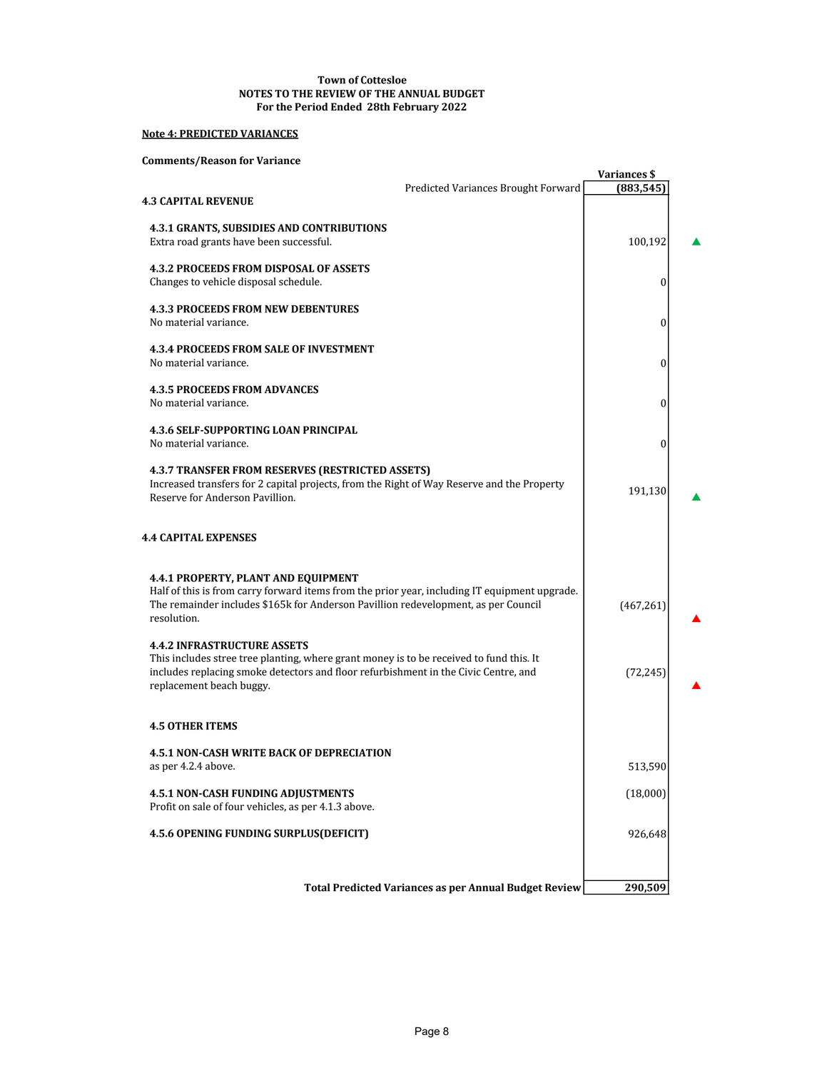**Town of Cottesloe**
**NOTES TO THE REVIEW OF THE ANNUAL BUDGET**
**For the Period Ended 28th February 2022**

**Note 4: PREDICTED VARIANCES**

**Comments/Reason for Variance**

| | Variances $ | |
|---|---:|---|
| Predicted Variances Brought Forward | **(883,545)** | |
| **4.3 CAPITAL REVENUE** | | |
| **4.3.1 GRANTS, SUBSIDIES AND CONTRIBUTIONS**<br>Extra road grants have been successful. | 100,192 | ▲ |
| **4.3.2 PROCEEDS FROM DISPOSAL OF ASSETS**<br>Changes to vehicle disposal schedule. | 0 | |
| **4.3.3 PROCEEDS FROM NEW DEBENTURES**<br>No material variance. | 0 | |
| **4.3.4 PROCEEDS FROM SALE OF INVESTMENT**<br>No material variance. | 0 | |
| **4.3.5 PROCEEDS FROM ADVANCES**<br>No material variance. | 0 | |
| **4.3.6 SELF-SUPPORTING LOAN PRINCIPAL**<br>No material variance. | 0 | |
| **4.3.7 TRANSFER FROM RESERVES (RESTRICTED ASSETS)**<br>Increased transfers for 2 capital projects, from the Right of Way Reserve and the Property Reserve for Anderson Pavillion. | 191,130 | ▲ |
| **4.4 CAPITAL EXPENSES** | | |
| **4.4.1 PROPERTY, PLANT AND EQUIPMENT**<br>Half of this is from carry forward items from the prior year, including IT equipment upgrade. The remainder includes $165k for Anderson Pavillion redevelopment, as per Council resolution. | (467,261) | ▲ |
| **4.4.2 INFRASTRUCTURE ASSETS**<br>This includes stree tree planting, where grant money is to be received to fund this. It includes replacing smoke detectors and floor refurbishment in the Civic Centre, and replacement beach buggy. | (72,245) | ▲ |
| **4.5 OTHER ITEMS** | | |
| **4.5.1 NON-CASH WRITE BACK OF DEPRECIATION**<br>as per 4.2.4 above. | 513,590 | |
| **4.5.1 NON-CASH FUNDING ADJUSTMENTS**<br>Profit on sale of four vehicles, as per 4.1.3 above. | (18,000) | |
| **4.5.6 OPENING FUNDING SURPLUS(DEFICIT)** | 926,648 | |
| **Total Predicted Variances as per Annual Budget Review** | **290,509** | |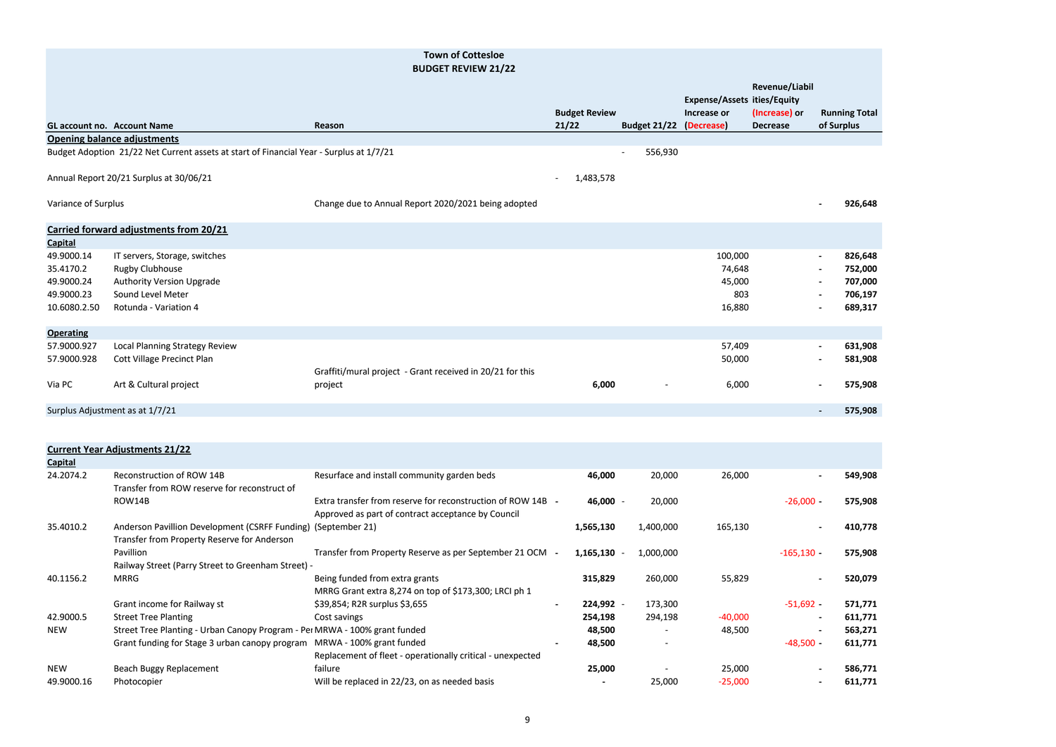**Town of Cottesloe**
**BUDGET REVIEW 21/22**

| GL account no. | Account Name | Reason | Budget Review 21/22 | Budget 21/22 | Expense/Assets Increase or (Decrease) | Revenue/Liabilities/Equity (Increase) or Decrease | Running Total of Surplus |
|---|---|---|---|---|---|---|---|
| **Opening balance adjustments** | | | | | | | |
| Budget Adoption 21/22 Net Current assets at start of Financial Year - Surplus at 1/7/21 | | | | - 556,930 | | | |
| Annual Report 20/21 Surplus at 30/06/21 | | | - 1,483,578 | | | | |
| Variance of Surplus | | Change due to Annual Report 2020/2021 being adopted | | | | | - **926,648** |
| **Carried forward adjustments from 20/21** | | | | | | | |
| **Capital** | | | | | | | |
| 49.9000.14 | IT servers, Storage, switches | | | | 100,000 | | - **826,648** |
| 35.4170.2 | Rugby Clubhouse | | | | 74,648 | | - **752,000** |
| 49.9000.24 | Authority Version Upgrade | | | | 45,000 | | - **707,000** |
| 49.9000.23 | Sound Level Meter | | | | 803 | | - **706,197** |
| 10.6080.2.50 | Rotunda - Variation 4 | | | | 16,880 | | - **689,317** |
| **Operating** | | | | | | | |
| 57.9000.927 | Local Planning Strategy Review | | | | 57,409 | | - **631,908** |
| 57.9000.928 | Cott Village Precinct Plan | | | | 50,000 | | - **581,908** |
| Via PC | Art & Cultural project | Graffiti/mural project - Grant received in 20/21 for this project | **6,000** | - | 6,000 | | - **575,908** |
| Surplus Adjustment as at 1/7/21 | | | | | | | - **575,908** |
| **Current Year Adjustments 21/22** | | | | | | | |
| **Capital** | | | | | | | |
| 24.2074.2 | Reconstruction of ROW 14B | Resurface and install community garden beds | **46,000** | 20,000 | 26,000 | | - **549,908** |
| | Transfer from ROW reserve for reconstruct of ROW14B | Extra transfer from reserve for reconstruction of ROW 14B | - **46,000** | - 20,000 | | -26,000 | - **575,908** |
| 35.4010.2 | Anderson Pavillion Development (CSRFF Funding) | Approved as part of contract acceptance by Council (September 21) | **1,565,130** | 1,400,000 | 165,130 | | - **410,778** |
| | Transfer from Property Reserve for Anderson Pavillion | Transfer from Property Reserve as per September 21 OCM | - **1,165,130** | - 1,000,000 | | -165,130 | - **575,908** |
| 40.1156.2 | Railway Street (Parry Street to Greenham Street) - MRRG | Being funded from extra grants | **315,829** | 260,000 | 55,829 | | - **520,079** |
| | Grant income for Railway st | MRRG Grant extra 8,274 on top of $173,300; LRCI ph 1 $39,854; R2R surplus $3,655 | - **224,992** | - 173,300 | | -51,692 | - **571,771** |
| 42.9000.5 | Street Tree Planting | Cost savings | **254,198** | 294,198 | -40,000 | | - **611,771** |
| NEW | Street Tree Planting - Urban Canopy Program - Per | MRWA - 100% grant funded | **48,500** | - | 48,500 | | - **563,271** |
| | Grant funding for Stage 3 urban canopy program | MRWA - 100% grant funded | - **48,500** | - | | -48,500 | - **611,771** |
| NEW | Beach Buggy Replacement | Replacement of fleet - operationally critical - unexpected failure | **25,000** | - | 25,000 | | - **586,771** |
| 49.9000.16 | Photocopier | Will be replaced in 22/23, on as needed basis | - | 25,000 | -25,000 | | - **611,771** |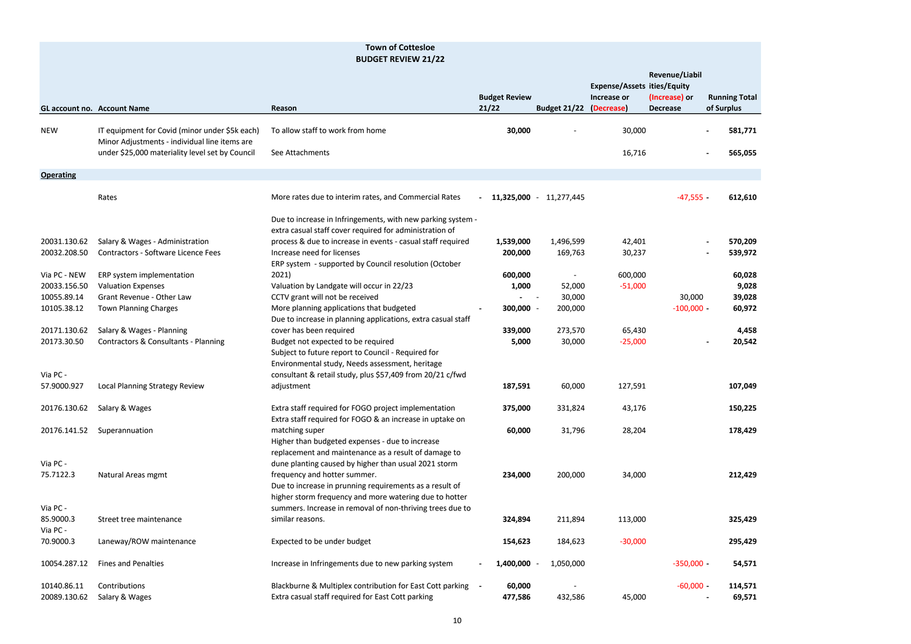**Town of Cottesloe**
**BUDGET REVIEW 21/22**

| GL account no. | Account Name | Reason | Budget Review 21/22 | Budget 21/22 | Expense/Assets Increase or (Decrease) | Revenue/Liabilities/Equity (Increase) or Decrease | Running Total of Surplus |
|---|---|---|---|---|---|---|---|
| NEW | IT equipment for Covid (minor under $5k each) | To allow staff to work from home | **30,000** | - | 30,000 | - | **581,771** |
| | Minor Adjustments - individual line items are under $25,000 materiality level set by Council | See Attachments | | | 16,716 | - | **565,055** |
| **Operating** | | | | | | | |
| | Rates | More rates due to interim rates, and Commercial Rates | - **11,325,000** | - 11,277,445 | | -47,555 | - **612,610** |
| 20031.130.62 | Salary & Wages - Administration | Due to increase in Infringements, with new parking system - extra casual staff cover required for administration of process & due to increase in events - casual staff required | **1,539,000** | 1,496,599 | 42,401 | - | **570,209** |
| 20032.208.50 | Contractors - Software Licence Fees | Increase need for licenses | **200,000** | 169,763 | 30,237 | - | **539,972** |
| Via PC - NEW | ERP system implementation | ERP system - supported by Council resolution (October 2021) | **600,000** | - | 600,000 | | **60,028** |
| 20033.156.50 | Valuation Expenses | Valuation by Landgate will occur in 22/23 | **1,000** | 52,000 | -51,000 | | **9,028** |
| 10055.89.14 | Grant Revenue - Other Law | CCTV grant will not be received | **-** | - 30,000 | | 30,000 | **39,028** |
| 10105.38.12 | Town Planning Charges | More planning applications that budgeted | - **300,000** | - 200,000 | | -100,000 | - **60,972** |
| 20171.130.62 | Salary & Wages - Planning | Due to increase in planning applications, extra casual staff cover has been required | **339,000** | 273,570 | 65,430 | | **4,458** |
| 20173.30.50 | Contractors & Consultants - Planning | Budget not expected to be required | **5,000** | 30,000 | -25,000 | - | **20,542** |
| Via PC - 57.9000.927 | Local Planning Strategy Review | Subject to future report to Council - Required for Environmental study, Needs assessment, heritage consultant & retail study, plus $57,409 from 20/21 c/fwd adjustment | **187,591** | 60,000 | 127,591 | | **107,049** |
| 20176.130.62 | Salary & Wages | Extra staff required for FOGO project implementation | **375,000** | 331,824 | 43,176 | | **150,225** |
| 20176.141.52 | Superannuation | Extra staff required for FOGO & an increase in uptake on matching super | **60,000** | 31,796 | 28,204 | | **178,429** |
| Via PC - 75.7122.3 | Natural Areas mgmt | Higher than budgeted expenses - due to increase replacement and maintenance as a result of damage to dune planting caused by higher than usual 2021 storm frequency and hotter summer. | **234,000** | 200,000 | 34,000 | | **212,429** |
| Via PC - 85.9000.3 | Street tree maintenance | Due to increase in prunning requirements as a result of higher storm frequency and more watering due to hotter summers. Increase in removal of non-thriving trees due to similar reasons. | **324,894** | 211,894 | 113,000 | | **325,429** |
| Via PC - 70.9000.3 | Laneway/ROW maintenance | Expected to be under budget | **154,623** | 184,623 | -30,000 | | **295,429** |
| 10054.287.12 | Fines and Penalties | Increase in Infringements due to new parking system | - **1,400,000** | - 1,050,000 | | -350,000 | - **54,571** |
| 10140.86.11 | Contributions | Blackburne & Multiplex contribution for East Cott parking | - **60,000** | - | | -60,000 | - **114,571** |
| 20089.130.62 | Salary & Wages | Extra casual staff required for East Cott parking | **477,586** | 432,586 | 45,000 | - | - **69,571** |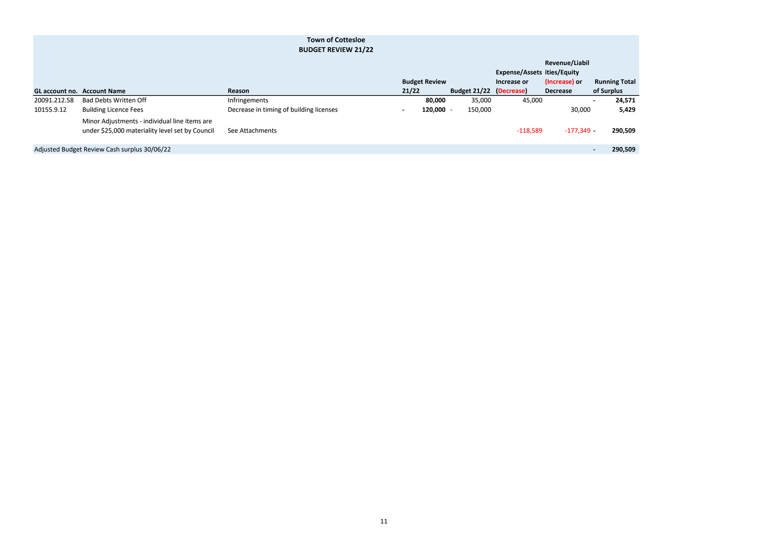**Town of Cottesloe**
**BUDGET REVIEW 21/22**

| GL account no. | Account Name | Reason | Budget Review 21/22 | Budget 21/22 | Expense/Assets Increase or (Decrease) | Revenue/Liabilities/Equity (Increase) or Decrease | Running Total of Surplus |
|---|---|---|---|---|---|---|---|
| 20091.212.58 | Bad Debts Written Off | Infringements | **80,000** | 35,000 | 45,000 | | - **24,571** |
| 10155.9.12 | Building Licence Fees | Decrease in timing of building licenses | - **120,000** | - 150,000 | | 30,000 | **5,429** |
| | Minor Adjustments - individual line items are under $25,000 materiality level set by Council | See Attachments | | | -118,589 | -177,349 | - **290,509** |
| Adjusted Budget Review Cash surplus 30/06/22 | | | | | | | - **290,509** |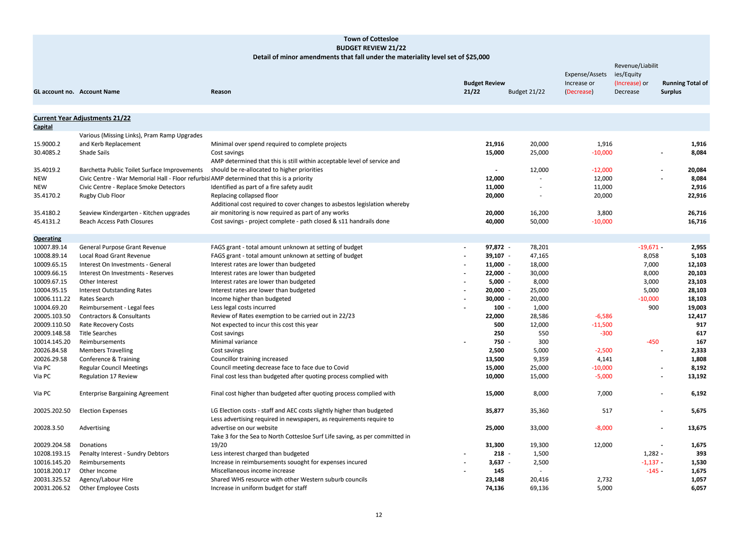**Town of Cottesloe**
**BUDGET REVIEW 21/22**
**Detail of minor amendments that fall under the materiality level set of $25,000**

| GL account no. | Account Name | Reason | Budget Review 21/22 | Budget 21/22 | Expense/Assets Increase or (Decrease) | Revenue/Liabilities/Equity (Increase) or Decrease | Running Total of Surplus |
|---|---|---|---|---|---|---|---|
| **Current Year Adjustments 21/22** | | | | | | | |
| **Capital** | | | | | | | |
| 15.9000.2 | Various (Missing Links), Pram Ramp Upgrades and Kerb Replacement | Minimal over spend required to complete projects | **21,916** | 20,000 | 1,916 | | **1,916** |
| 30.4085.2 | Shade Sails | Cost savings | **15,000** | 25,000 | -10,000 | - | **8,084** |
| 35.4019.2 | Barchetta Public Toilet Surface Improvements | AMP determined that this is still within acceptable level of service and should be re-allocated to higher priorities | **-** | 12,000 | -12,000 | - | **20,084** |
| NEW | Civic Centre - War Memorial Hall - Floor refurbisl | AMP determined that this is a priority | **12,000** | - | 12,000 | - | **8,084** |
| NEW | Civic Centre - Replace Smoke Detectors | Identified as part of a fire safety audit | **11,000** | - | 11,000 | | **2,916** |
| 35.4170.2 | Rugby Club Floor | Replacing collapsed floor | **20,000** | - | 20,000 | | **22,916** |
| 35.4180.2 | Seaview Kindergarten - Kitchen upgrades | Additional cost required to cover changes to asbestos legislation whereby air monitoring is now required as part of any works | **20,000** | 16,200 | 3,800 | | **26,716** |
| 45.4131.2 | Beach Access Path Closures | Cost savings - project complete - path closed & s11 handrails done | **40,000** | 50,000 | -10,000 | | **16,716** |
| **Operating** | | | | | | | |
| 10007.89.14 | General Purpose Grant Revenue | FAGS grant - total amount unknown at setting of budget | **- 97,872** | - 78,201 | | -19,671 | **- 2,955** |
| 10008.89.14 | Local Road Grant Revenue | FAGS grant - total amount unknown at setting of budget | **- 39,107** | - 47,165 | | 8,058 | **5,103** |
| 10009.65.15 | Interest On Investments - General | Interest rates are lower than budgeted | **- 11,000** | - 18,000 | | 7,000 | **12,103** |
| 10009.66.15 | Interest On Investments - Reserves | Interest rates are lower than budgeted | **- 22,000** | - 30,000 | | 8,000 | **20,103** |
| 10009.67.15 | Other Interest | Interest rates are lower than budgeted | **- 5,000** | - 8,000 | | 3,000 | **23,103** |
| 10004.95.15 | Interest Outstanding Rates | Interest rates are lower than budgeted | **- 20,000** | - 25,000 | | 5,000 | **28,103** |
| 10006.111.22 | Rates Search | Income higher than budgeted | **- 30,000** | - 20,000 | | -10,000 | **18,103** |
| 10004.69.20 | Reimbursement - Legal fees | Less legal costs incurred | **- 100** | - 1,000 | | 900 | **19,003** |
| 20005.103.50 | Contractors & Consultants | Review of Rates exemption to be carried out in 22/23 | **22,000** | 28,586 | -6,586 | | **12,417** |
| 20009.110.50 | Rate Recovery Costs | Not expected to incur this cost this year | **500** | 12,000 | -11,500 | | **917** |
| 20009.148.58 | Title Searches | Cost savings | **250** | 550 | -300 | | **617** |
| 10014.145.20 | Reimbursements | Minimal variance | **- 750** | - 300 | | -450 | **167** |
| 20026.84.58 | Members Travelling | Cost savings | **2,500** | 5,000 | -2,500 | - | **2,333** |
| 20026.29.58 | Conference & Training | Councillor training increased | **13,500** | 9,359 | 4,141 | | **1,808** |
| Via PC | Regular Council Meetings | Council meeting decrease face to face due to Covid | **15,000** | 25,000 | -10,000 | - | **8,192** |
| Via PC | Regulation 17 Review | Final cost less than budgeted after quoting process complied with | **10,000** | 15,000 | -5,000 | - | **13,192** |
| Via PC | Enterprise Bargaining Agreement | Final cost higher than budgeted after quoting process complied with | **15,000** | 8,000 | 7,000 | - | **6,192** |
| 20025.202.50 | Election Expenses | LG Election costs - staff and AEC costs slightly higher than budgeted | **35,877** | 35,360 | 517 | - | **5,675** |
| 20028.3.50 | Advertising | Less advertising required in newspapers, as requirements require to advertise on our website | **25,000** | 33,000 | -8,000 | - | **13,675** |
| 20029.204.58 | Donations | Take 3 for the Sea to North Cottesloe Surf Life saving, as per committed in 19/20 | **31,300** | 19,300 | 12,000 | - | **1,675** |
| 10208.193.15 | Penalty Interest - Sundry Debtors | Less interest charged than budgeted | **- 218** | - 1,500 | | 1,282 | **- 393** |
| 10016.145.20 | Reimbursements | Increase in reimbursements souoght for expenses incured | **- 3,637** | - 2,500 | | -1,137 | **- 1,530** |
| 10018.200.17 | Other Income | Miscellaneous income increase | **- 145** | - | | -145 | **- 1,675** |
| 20031.325.52 | Agency/Labour Hire | Shared WHS resource with other Western suburb councils | **23,148** | 20,416 | 2,732 | | **1,057** |
| 20031.206.52 | Other Employee Costs | Increase in uniform budget for staff | **74,136** | 69,136 | 5,000 | | **6,057** |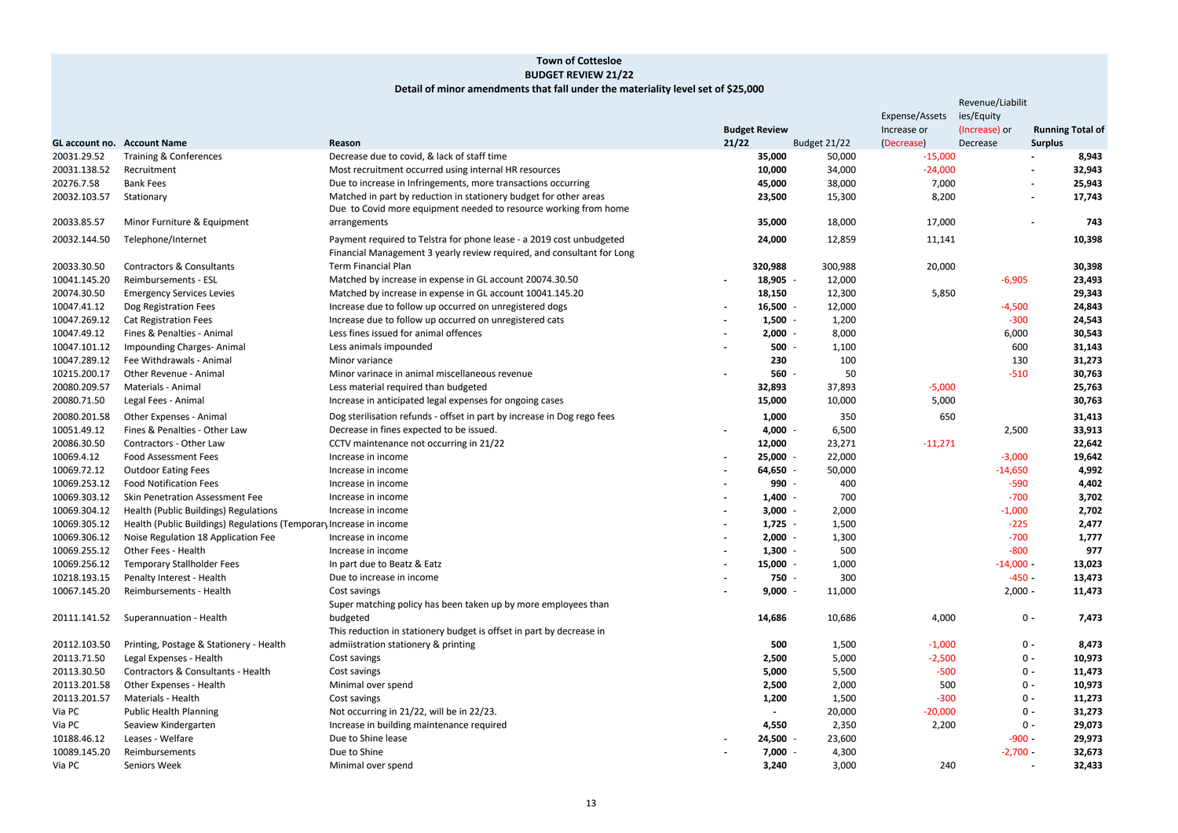**Town of Cottesloe**

**BUDGET REVIEW 21/22**

**Detail of minor amendments that fall under the materiality level set of $25,000**

| GL account no. | Account Name | Reason | Budget Review 21/22 | Budget 21/22 | Expense/Assets Increase or (Decrease) | Revenue/Liabilities/Equity (Increase) or Decrease | Running Total of Surplus |
|---|---|---|---|---|---|---|---|
| 20031.29.52 | Training & Conferences | Decrease due to covid, & lack of staff time | 35,000 | 50,000 | -15,000 | - | 8,943 |
| 20031.138.52 | Recruitment | Most recruitment occurred using internal HR resources | 10,000 | 34,000 | -24,000 | - | 32,943 |
| 20276.7.58 | Bank Fees | Due to increase in Infringements, more transactions occurring | 45,000 | 38,000 | 7,000 | - | 25,943 |
| 20032.103.57 | Stationary | Matched in part by reduction in stationery budget for other areas | 23,500 | 15,300 | 8,200 | - | 17,743 |
| 20033.85.57 | Minor Furniture & Equipment | Due to Covid more equipment needed to resource working from home arrangements | 35,000 | 18,000 | 17,000 | - | 743 |
| 20032.144.50 | Telephone/Internet | Payment required to Telstra for phone lease - a 2019 cost unbudgeted | 24,000 | 12,859 | 11,141 | | 10,398 |
| 20033.30.50 | Contractors & Consultants | Financial Management 3 yearly review required, and consultant for Long Term Financial Plan | 320,988 | 300,988 | 20,000 | | 30,398 |
| 10041.145.20 | Reimbursements - ESL | Matched by increase in expense in GL account 20074.30.50 | - 18,905 | - 12,000 | | -6,905 | 23,493 |
| 20074.30.50 | Emergency Services Levies | Matched by increase in expense in GL account 10041.145.20 | 18,150 | 12,300 | 5,850 | | 29,343 |
| 10047.41.12 | Dog Registration Fees | Increase due to follow up occurred on unregistered dogs | - 16,500 | - 12,000 | | -4,500 | 24,843 |
| 10047.269.12 | Cat Registration Fees | Increase due to follow up occurred on unregistered cats | - 1,500 | - 1,200 | | -300 | 24,543 |
| 10047.49.12 | Fines & Penalties - Animal | Less fines issued for animal offences | - 2,000 | - 8,000 | | 6,000 | 30,543 |
| 10047.101.12 | Impounding Charges- Animal | Less animals impounded | - 500 | - 1,100 | | 600 | 31,143 |
| 10047.289.12 | Fee Withdrawals - Animal | Minor variance | 230 | 100 | | 130 | 31,273 |
| 10215.200.17 | Other Revenue - Animal | Minor varinace in animal miscellaneous revenue | - 560 | - 50 | | -510 | 30,763 |
| 20080.209.57 | Materials - Animal | Less material required than budgeted | 32,893 | 37,893 | -5,000 | | 25,763 |
| 20080.71.50 | Legal Fees - Animal | Increase in anticipated legal expenses for ongoing cases | 15,000 | 10,000 | 5,000 | | 30,763 |
| 20080.201.58 | Other Expenses - Animal | Dog sterilisation refunds - offset in part by increase in Dog rego fees | 1,000 | 350 | 650 | | 31,413 |
| 10051.49.12 | Fines & Penalties - Other Law | Decrease in fines expected to be issued. | - 4,000 | - 6,500 | | 2,500 | 33,913 |
| 20086.30.50 | Contractors - Other Law | CCTV maintenance not occurring in 21/22 | 12,000 | 23,271 | -11,271 | | 22,642 |
| 10069.4.12 | Food Assessment Fees | Increase in income | - 25,000 | - 22,000 | | -3,000 | 19,642 |
| 10069.72.12 | Outdoor Eating Fees | Increase in income | - 64,650 | - 50,000 | | -14,650 | 4,992 |
| 10069.253.12 | Food Notification Fees | Increase in income | - 990 | - 400 | | -590 | 4,402 |
| 10069.303.12 | Skin Penetration Assessment Fee | Increase in income | - 1,400 | - 700 | | -700 | 3,702 |
| 10069.304.12 | Health (Public Buildings) Regulations | Increase in income | - 3,000 | - 2,000 | | -1,000 | 2,702 |
| 10069.305.12 | Health (Public Buildings) Regulations (Temporary | Increase in income | - 1,725 | - 1,500 | | -225 | 2,477 |
| 10069.306.12 | Noise Regulation 18 Application Fee | Increase in income | - 2,000 | - 1,300 | | -700 | 1,777 |
| 10069.255.12 | Other Fees - Health | Increase in income | - 1,300 | - 500 | | -800 | 977 |
| 10069.256.12 | Temporary Stallholder Fees | In part due to Beatz & Eatz | - 15,000 | - 1,000 | | -14,000 | - 13,023 |
| 10218.193.15 | Penalty Interest - Health | Due to increase in income | - 750 | - 300 | | -450 | - 13,473 |
| 10067.145.20 | Reimbursements - Health | Cost savings | - 9,000 | - 11,000 | | 2,000 | - 11,473 |
| 20111.141.52 | Superannuation - Health | Super matching policy has been taken up by more employees than budgeted | 14,686 | 10,686 | 4,000 | 0 | - 7,473 |
| 20112.103.50 | Printing, Postage & Stationery - Health | This reduction in stationery budget is offset in part by decrease in admiistration stationery & printing | 500 | 1,500 | -1,000 | 0 | - 8,473 |
| 20113.71.50 | Legal Expenses - Health | Cost savings | 2,500 | 5,000 | -2,500 | 0 | - 10,973 |
| 20113.30.50 | Contractors & Consultants - Health | Cost savings | 5,000 | 5,500 | -500 | 0 | - 11,473 |
| 20113.201.58 | Other Expenses - Health | Minimal over spend | 2,500 | 2,000 | 500 | 0 | - 10,973 |
| 20113.201.57 | Materials - Health | Cost savings | 1,200 | 1,500 | -300 | 0 | - 11,273 |
| Via PC | Public Health Planning | Not occurring in 21/22, will be in 22/23. | - | 20,000 | -20,000 | 0 | - 31,273 |
| Via PC | Seaview Kindergarten | Increase in building maintenance required | 4,550 | 2,350 | 2,200 | 0 | - 29,073 |
| 10188.46.12 | Leases - Welfare | Due to Shine lease | - 24,500 | - 23,600 | | -900 | - 29,973 |
| 10089.145.20 | Reimbursements | Due to Shine | - 7,000 | - 4,300 | | -2,700 | - 32,673 |
| Via PC | Seniors Week | Minimal over spend | 3,240 | 3,000 | 240 | | - 32,433 |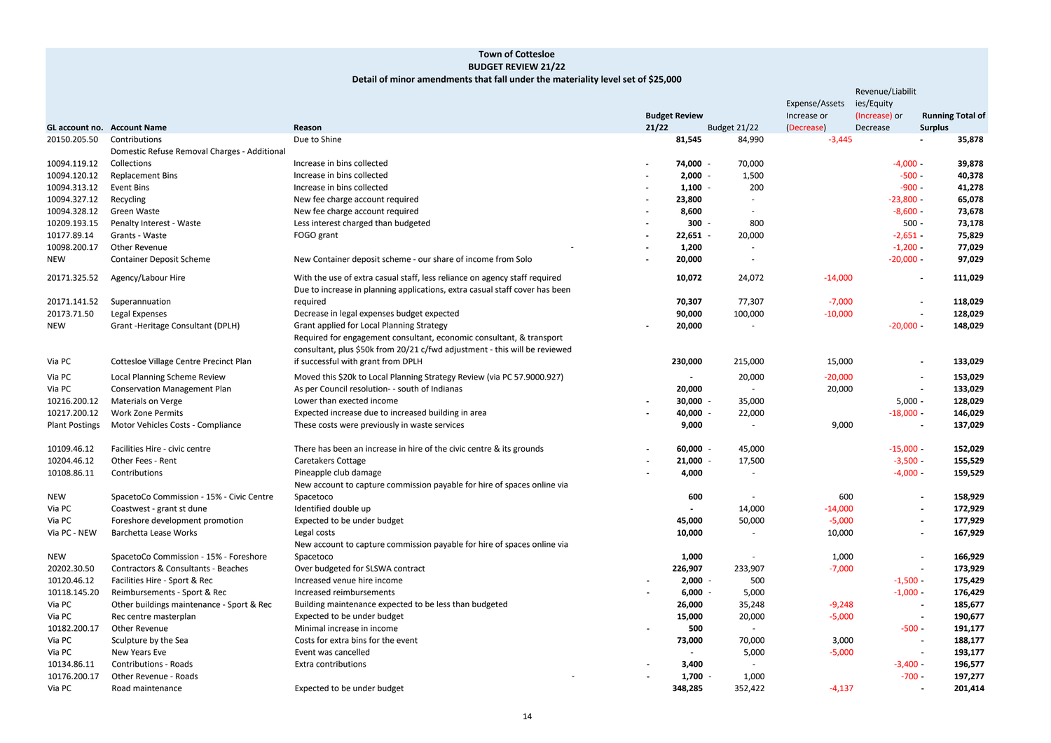**Town of Cottesloe**
**BUDGET REVIEW 21/22**
**Detail of minor amendments that fall under the materiality level set of $25,000**

| GL account no. | Account Name | Reason | Budget Review 21/22 | Budget 21/22 | Expense/Assets Increase or (Decrease) | Revenue/Liabilities/Equity (Increase) or Decrease | Running Total of Surplus |
|---|---|---|---|---|---|---|---|
| 20150.205.50 | Contributions | Due to Shine | 81,545 | 84,990 | -3,445 | - | 35,878 |
| 10094.119.12 | Domestic Refuse Removal Charges - Additional Collections | Increase in bins collected | - 74,000 | - 70,000 | | -4,000 | - 39,878 |
| 10094.120.12 | Replacement Bins | Increase in bins collected | - 2,000 | - 1,500 | | -500 | - 40,378 |
| 10094.313.12 | Event Bins | Increase in bins collected | - 1,100 | - 200 | | -900 | - 41,278 |
| 10094.327.12 | Recycling | New fee charge account required | - 23,800 | - | | -23,800 | - 65,078 |
| 10094.328.12 | Green Waste | New fee charge account required | - 8,600 | - | | -8,600 | - 73,678 |
| 10209.193.15 | Penalty Interest - Waste | Less interest charged than budgeted | - 300 | - 800 | | 500 | - 73,178 |
| 10177.89.14 | Grants - Waste | FOGO grant | - 22,651 | - 20,000 | | -2,651 | - 75,829 |
| 10098.200.17 | Other Revenue | - | - 1,200 | - | | -1,200 | - 77,029 |
| NEW | Container Deposit Scheme | New Container deposit scheme - our share of income from Solo | - 20,000 | - | | -20,000 | - 97,029 |
| 20171.325.52 | Agency/Labour Hire | With the use of extra casual staff, less reliance on agency staff required | 10,072 | 24,072 | -14,000 | - | 111,029 |
| 20171.141.52 | Superannuation | Due to increase in planning applications, extra casual staff cover has been required | 70,307 | 77,307 | -7,000 | - | 118,029 |
| 20173.71.50 | Legal Expenses | Decrease in legal expenses budget expected | 90,000 | 100,000 | -10,000 | - | 128,029 |
| NEW | Grant -Heritage Consultant (DPLH) | Grant applied for Local Planning Strategy | - 20,000 | - | | -20,000 | - 148,029 |
| Via PC | Cottesloe Village Centre Precinct Plan | Required for engagement consultant, economic consultant, & transport consultant, plus $50k from 20/21 c/fwd adjustment - this will be reviewed if successful with grant from DPLH | 230,000 | 215,000 | 15,000 | - | 133,029 |
| Via PC | Local Planning Scheme Review | Moved this $20k to Local Planning Strategy Review (via PC 57.9000.927) | - | 20,000 | -20,000 | - | 153,029 |
| Via PC | Conservation Management Plan | As per Council resolution- - south of Indianas | 20,000 | - | 20,000 | - | 133,029 |
| 10216.200.12 | Materials on Verge | Lower than exected income | - 30,000 | - 35,000 | | 5,000 | - 128,029 |
| 10217.200.12 | Work Zone Permits | Expected increase due to increased building in area | - 40,000 | - 22,000 | | -18,000 | - 146,029 |
| Plant Postings | Motor Vehicles Costs - Compliance | These costs were previously in waste services | 9,000 | - | 9,000 | - | 137,029 |
| 10109.46.12 | Facilities Hire - civic centre | There has been an increase in hire of the civic centre & its grounds | - 60,000 | - 45,000 | | -15,000 | - 152,029 |
| 10204.46.12 | Other Fees - Rent | Caretakers Cottage | - 21,000 | - 17,500 | | -3,500 | - 155,529 |
| 10108.86.11 | Contributions | Pineapple club damage | - 4,000 | - | | -4,000 | - 159,529 |
| NEW | SpacetoCo Commission - 15% - Civic Centre | New account to capture commission payable for hire of spaces online via Spacetoco | 600 | - | 600 | - | 158,929 |
| Via PC | Coastwest - grant st dune | Identified double up | - | 14,000 | -14,000 | - | 172,929 |
| Via PC | Foreshore development promotion | Expected to be under budget | 45,000 | 50,000 | -5,000 | - | 177,929 |
| Via PC - NEW | Barchetta Lease Works | Legal costs | 10,000 | - | 10,000 | - | 167,929 |
| NEW | SpacetoCo Commission - 15% - Foreshore | New account to capture commission payable for hire of spaces online via Spacetoco | 1,000 | - | 1,000 | - | 166,929 |
| 20202.30.50 | Contractors & Consultants - Beaches | Over budgeted for SLSWA contract | 226,907 | 233,907 | -7,000 | - | 173,929 |
| 10120.46.12 | Facilities Hire - Sport & Rec | Increased venue hire income | - 2,000 | - 500 | | -1,500 | - 175,429 |
| 10118.145.20 | Reimbursements - Sport & Rec | Increased reimbursements | - 6,000 | - 5,000 | | -1,000 | - 176,429 |
| Via PC | Other buildings maintenance - Sport & Rec | Building maintenance expected to be less than budgeted | 26,000 | 35,248 | -9,248 | - | 185,677 |
| Via PC | Rec centre masterplan | Expected to be under budget | 15,000 | 20,000 | -5,000 | - | 190,677 |
| 10182.200.17 | Other Revenue | Minimal increase in income | - 500 | - | | -500 | - 191,177 |
| Via PC | Sculpture by the Sea | Costs for extra bins for the event | 73,000 | 70,000 | 3,000 | - | 188,177 |
| Via PC | New Years Eve | Event was cancelled | - | 5,000 | -5,000 | - | 193,177 |
| 10134.86.11 | Contributions - Roads | Extra contributions | - 3,400 | - | | -3,400 | - 196,577 |
| 10176.200.17 | Other Revenue - Roads | - | - 1,700 | - 1,000 | | -700 | - 197,277 |
| Via PC | Road maintenance | Expected to be under budget | 348,285 | 352,422 | -4,137 | - | 201,414 |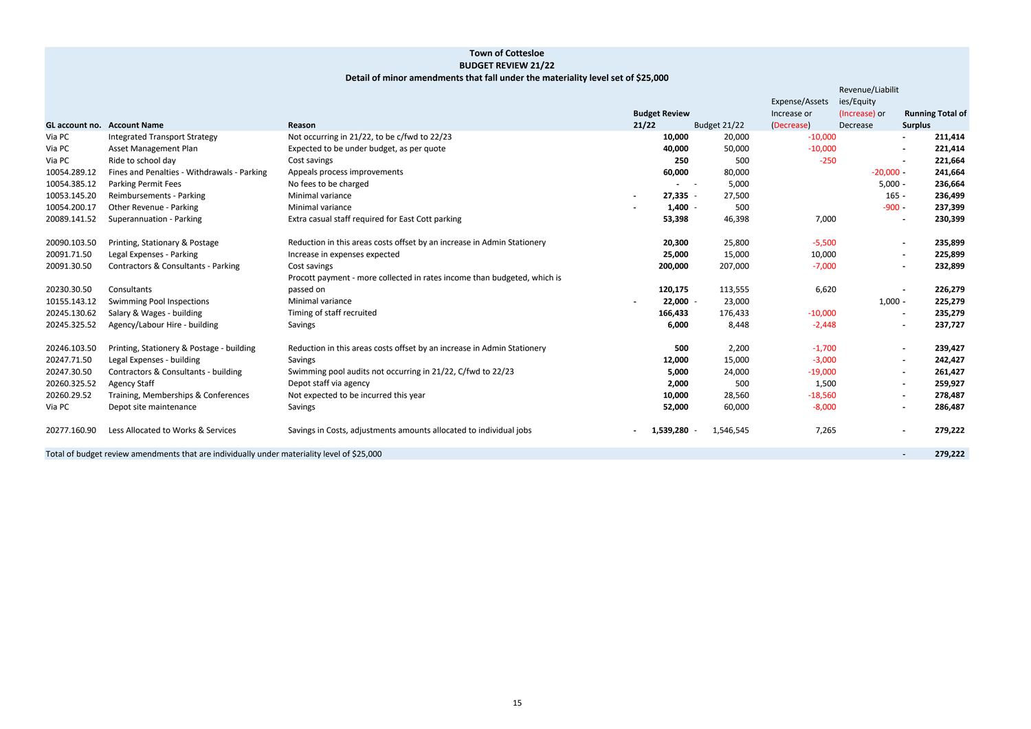**Town of Cottesloe**
**BUDGET REVIEW 21/22**
**Detail of minor amendments that fall under the materiality level set of $25,000**

| GL account no. | Account Name | Reason | Budget Review 21/22 | Budget 21/22 | Expense/Assets Increase or (Decrease) | Revenue/Liabilities/Equity (Increase) or Decrease | Running Total of Surplus |
|---|---|---|---|---|---|---|---|
| Via PC | Integrated Transport Strategy | Not occurring in 21/22, to be c/fwd to 22/23 | **10,000** | 20,000 | -10,000 | - | **211,414** |
| Via PC | Asset Management Plan | Expected to be under budget, as per quote | **40,000** | 50,000 | -10,000 | - | **221,414** |
| Via PC | Ride to school day | Cost savings | **250** | 500 | -250 | - | **221,664** |
| 10054.289.12 | Fines and Penalties - Withdrawals - Parking | Appeals process improvements | **60,000** | 80,000 | | -20,000 - | **241,664** |
| 10054.385.12 | Parking Permit Fees | No fees to be charged | **-** | - 5,000 | | 5,000 - | **236,664** |
| 10053.145.20 | Reimbursements - Parking | Minimal variance | **- 27,335** | - 27,500 | | 165 - | **236,499** |
| 10054.200.17 | Other Revenue - Parking | Minimal variance | **- 1,400** | - 500 | | -900 - | **237,399** |
| 20089.141.52 | Superannuation - Parking | Extra casual staff required for East Cott parking | **53,398** | 46,398 | 7,000 | - | **230,399** |
| 20090.103.50 | Printing, Stationary & Postage | Reduction in this areas costs offset by an increase in Admin Stationery | **20,300** | 25,800 | -5,500 | - | **235,899** |
| 20091.71.50 | Legal Expenses - Parking | Increase in expenses expected | **25,000** | 15,000 | 10,000 | - | **225,899** |
| 20091.30.50 | Contractors & Consultants - Parking | Cost savings | **200,000** | 207,000 | -7,000 | - | **232,899** |
| 20230.30.50 | Consultants | Procott payment - more collected in rates income than budgeted, which is passed on | **120,175** | 113,555 | 6,620 | - | **226,279** |
| 10155.143.12 | Swimming Pool Inspections | Minimal variance | **- 22,000** | - 23,000 | | 1,000 - | **225,279** |
| 20245.130.62 | Salary & Wages - building | Timing of staff recruited | **166,433** | 176,433 | -10,000 | - | **235,279** |
| 20245.325.52 | Agency/Labour Hire - building | Savings | **6,000** | 8,448 | -2,448 | - | **237,727** |
| 20246.103.50 | Printing, Stationery & Postage - building | Reduction in this areas costs offset by an increase in Admin Stationery | **500** | 2,200 | -1,700 | - | **239,427** |
| 20247.71.50 | Legal Expenses - building | Savings | **12,000** | 15,000 | -3,000 | - | **242,427** |
| 20247.30.50 | Contractors & Consultants - building | Swimming pool audits not occurring in 21/22, C/fwd to 22/23 | **5,000** | 24,000 | -19,000 | - | **261,427** |
| 20260.325.52 | Agency Staff | Depot staff via agency | **2,000** | 500 | 1,500 | - | **259,927** |
| 20260.29.52 | Training, Memberships & Conferences | Not expected to be incurred this year | **10,000** | 28,560 | -18,560 | - | **278,487** |
| Via PC | Depot site maintenance | Savings | **52,000** | 60,000 | -8,000 | - | **286,487** |
| 20277.160.90 | Less Allocated to Works & Services | Savings in Costs, adjustments amounts allocated to individual jobs | **- 1,539,280** | - 1,546,545 | 7,265 | - | **279,222** |
| Total of budget review amendments that are individually under materiality level of $25,000 | | | | | | - | **279,222** |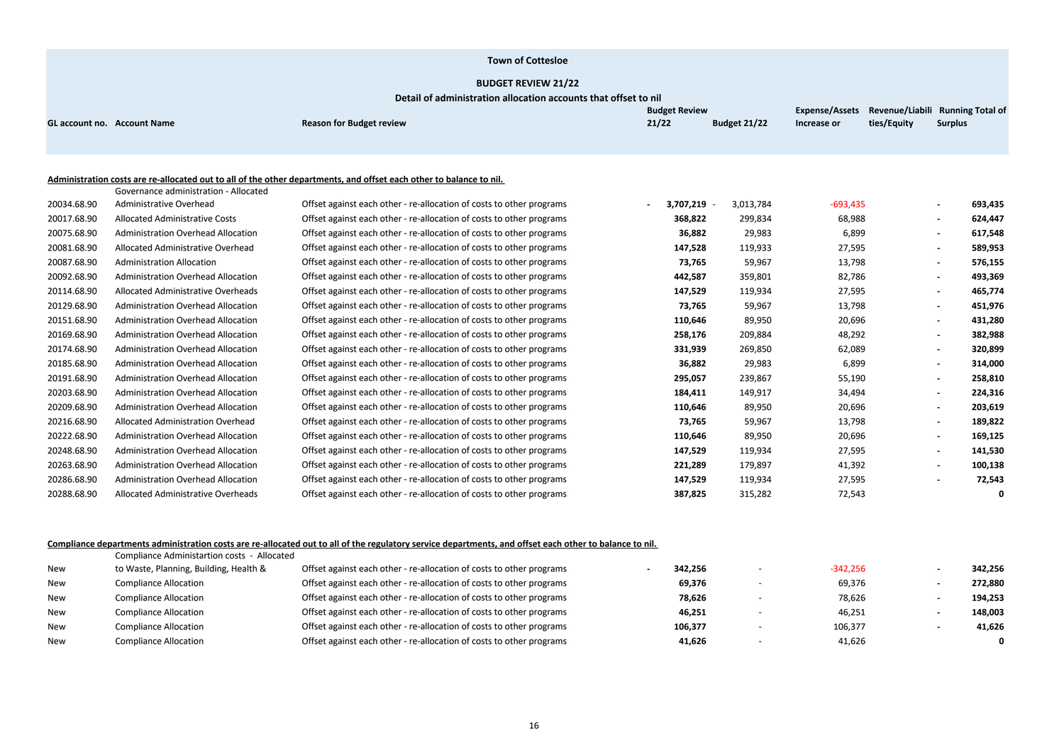# Town of Cottesloe

## BUDGET REVIEW 21/22

### Detail of administration allocation accounts that offset to nil

| GL account no. | Account Name | Reason for Budget review | Budget Review 21/22 | Budget 21/22 | Expense/Assets Increase or | Revenue/Liabilities/Equity | Running Total of Surplus |
|---|---|---|---|---|---|---|---|
| **Administration costs are re-allocated out to all of the other departments, and offset each other to balance to nil.** | | | | | | | |
| 20034.68.90 | Governance administration - Allocated Administrative Overhead | Offset against each other - re-allocation of costs to other programs | **- 3,707,219** | - 3,013,784 | -693,435 | - | **693,435** |
| 20017.68.90 | Allocated Administrative Costs | Offset against each other - re-allocation of costs to other programs | **368,822** | 299,834 | 68,988 | - | **624,447** |
| 20075.68.90 | Administration Overhead Allocation | Offset against each other - re-allocation of costs to other programs | **36,882** | 29,983 | 6,899 | - | **617,548** |
| 20081.68.90 | Allocated Administrative Overhead | Offset against each other - re-allocation of costs to other programs | **147,528** | 119,933 | 27,595 | - | **589,953** |
| 20087.68.90 | Administration Allocation | Offset against each other - re-allocation of costs to other programs | **73,765** | 59,967 | 13,798 | - | **576,155** |
| 20092.68.90 | Administration Overhead Allocation | Offset against each other - re-allocation of costs to other programs | **442,587** | 359,801 | 82,786 | - | **493,369** |
| 20114.68.90 | Allocated Administrative Overheads | Offset against each other - re-allocation of costs to other programs | **147,529** | 119,934 | 27,595 | - | **465,774** |
| 20129.68.90 | Administration Overhead Allocation | Offset against each other - re-allocation of costs to other programs | **73,765** | 59,967 | 13,798 | - | **451,976** |
| 20151.68.90 | Administration Overhead Allocation | Offset against each other - re-allocation of costs to other programs | **110,646** | 89,950 | 20,696 | - | **431,280** |
| 20169.68.90 | Administration Overhead Allocation | Offset against each other - re-allocation of costs to other programs | **258,176** | 209,884 | 48,292 | - | **382,988** |
| 20174.68.90 | Administration Overhead Allocation | Offset against each other - re-allocation of costs to other programs | **331,939** | 269,850 | 62,089 | - | **320,899** |
| 20185.68.90 | Administration Overhead Allocation | Offset against each other - re-allocation of costs to other programs | **36,882** | 29,983 | 6,899 | - | **314,000** |
| 20191.68.90 | Administration Overhead Allocation | Offset against each other - re-allocation of costs to other programs | **295,057** | 239,867 | 55,190 | - | **258,810** |
| 20203.68.90 | Administration Overhead Allocation | Offset against each other - re-allocation of costs to other programs | **184,411** | 149,917 | 34,494 | - | **224,316** |
| 20209.68.90 | Administration Overhead Allocation | Offset against each other - re-allocation of costs to other programs | **110,646** | 89,950 | 20,696 | - | **203,619** |
| 20216.68.90 | Allocated Administration Overhead | Offset against each other - re-allocation of costs to other programs | **73,765** | 59,967 | 13,798 | - | **189,822** |
| 20222.68.90 | Administration Overhead Allocation | Offset against each other - re-allocation of costs to other programs | **110,646** | 89,950 | 20,696 | - | **169,125** |
| 20248.68.90 | Administration Overhead Allocation | Offset against each other - re-allocation of costs to other programs | **147,529** | 119,934 | 27,595 | - | **141,530** |
| 20263.68.90 | Administration Overhead Allocation | Offset against each other - re-allocation of costs to other programs | **221,289** | 179,897 | 41,392 | - | **100,138** |
| 20286.68.90 | Administration Overhead Allocation | Offset against each other - re-allocation of costs to other programs | **147,529** | 119,934 | 27,595 | - | **72,543** |
| 20288.68.90 | Allocated Administrative Overheads | Offset against each other - re-allocation of costs to other programs | **387,825** | 315,282 | 72,543 | | **0** |
| **Compliance departments administration costs are re-allocated out to all of the regulatory service departments, and offset each other to balance to nil.** | | | | | | | |
| New | Compliance Administartion costs - Allocated to Waste, Planning, Building, Health & | Offset against each other - re-allocation of costs to other programs | **- 342,256** | - | -342,256 | - | **342,256** |
| New | Compliance Allocation | Offset against each other - re-allocation of costs to other programs | **69,376** | - | 69,376 | - | **272,880** |
| New | Compliance Allocation | Offset against each other - re-allocation of costs to other programs | **78,626** | - | 78,626 | - | **194,253** |
| New | Compliance Allocation | Offset against each other - re-allocation of costs to other programs | **46,251** | - | 46,251 | - | **148,003** |
| New | Compliance Allocation | Offset against each other - re-allocation of costs to other programs | **106,377** | - | 106,377 | - | **41,626** |
| New | Compliance Allocation | Offset against each other - re-allocation of costs to other programs | **41,626** | - | 41,626 | | **0** |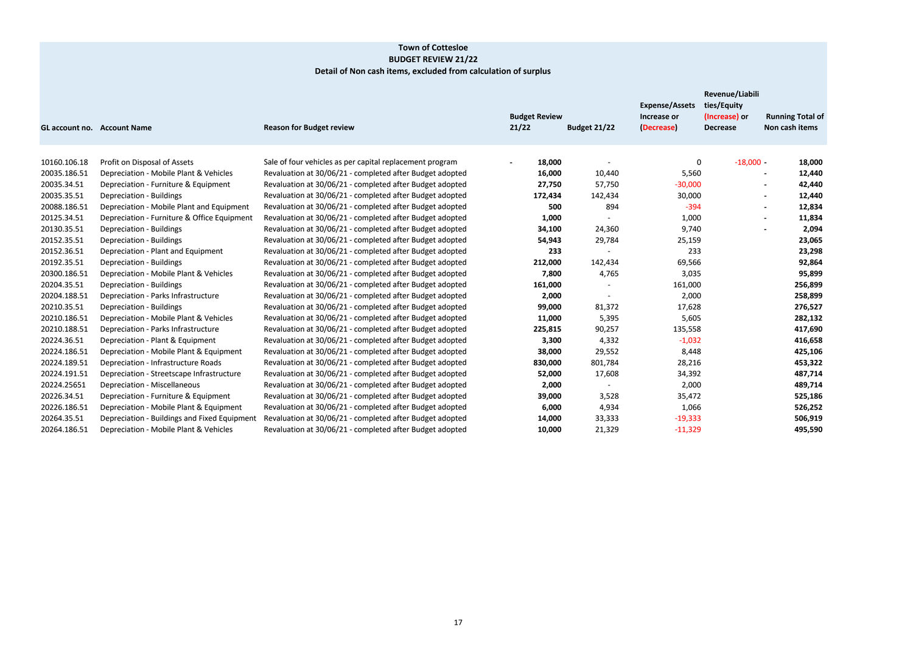**Town of Cottesloe**
**BUDGET REVIEW 21/22**
**Detail of Non cash items, excluded from calculation of surplus**

| GL account no. | Account Name | Reason for Budget review | Budget Review 21/22 | Budget 21/22 | Expense/Assets Increase or (Decrease) | Revenue/Liabilities/Equity (Increase) or Decrease | Running Total of Non cash items |
|---|---|---|---|---|---|---|---|
| 10160.106.18 | Profit on Disposal of Assets | Sale of four vehicles as per capital replacement program | - 18,000 | - | 0 | -18,000 | - 18,000 |
| 20035.186.51 | Depreciation - Mobile Plant & Vehicles | Revaluation at 30/06/21 - completed after Budget adopted | 16,000 | 10,440 | 5,560 | | - 12,440 |
| 20035.34.51 | Depreciation - Furniture & Equipment | Revaluation at 30/06/21 - completed after Budget adopted | 27,750 | 57,750 | -30,000 | | - 42,440 |
| 20035.35.51 | Depreciation - Buildings | Revaluation at 30/06/21 - completed after Budget adopted | 172,434 | 142,434 | 30,000 | | - 12,440 |
| 20088.186.51 | Depreciation - Mobile Plant and Equipment | Revaluation at 30/06/21 - completed after Budget adopted | 500 | 894 | -394 | | - 12,834 |
| 20125.34.51 | Depreciation - Furniture & Office Equipment | Revaluation at 30/06/21 - completed after Budget adopted | 1,000 | - | 1,000 | | - 11,834 |
| 20130.35.51 | Depreciation - Buildings | Revaluation at 30/06/21 - completed after Budget adopted | 34,100 | 24,360 | 9,740 | | - 2,094 |
| 20152.35.51 | Depreciation - Buildings | Revaluation at 30/06/21 - completed after Budget adopted | 54,943 | 29,784 | 25,159 | | 23,065 |
| 20152.36.51 | Depreciation - Plant and Equipment | Revaluation at 30/06/21 - completed after Budget adopted | 233 | - | 233 | | 23,298 |
| 20192.35.51 | Depreciation - Buildings | Revaluation at 30/06/21 - completed after Budget adopted | 212,000 | 142,434 | 69,566 | | 92,864 |
| 20300.186.51 | Depreciation - Mobile Plant & Vehicles | Revaluation at 30/06/21 - completed after Budget adopted | 7,800 | 4,765 | 3,035 | | 95,899 |
| 20204.35.51 | Depreciation - Buildings | Revaluation at 30/06/21 - completed after Budget adopted | 161,000 | - | 161,000 | | 256,899 |
| 20204.188.51 | Depreciation - Parks Infrastructure | Revaluation at 30/06/21 - completed after Budget adopted | 2,000 | - | 2,000 | | 258,899 |
| 20210.35.51 | Depreciation - Buildings | Revaluation at 30/06/21 - completed after Budget adopted | 99,000 | 81,372 | 17,628 | | 276,527 |
| 20210.186.51 | Depreciation - Mobile Plant & Vehicles | Revaluation at 30/06/21 - completed after Budget adopted | 11,000 | 5,395 | 5,605 | | 282,132 |
| 20210.188.51 | Depreciation - Parks Infrastructure | Revaluation at 30/06/21 - completed after Budget adopted | 225,815 | 90,257 | 135,558 | | 417,690 |
| 20224.36.51 | Depreciation - Plant & Equipment | Revaluation at 30/06/21 - completed after Budget adopted | 3,300 | 4,332 | -1,032 | | 416,658 |
| 20224.186.51 | Depreciation - Mobile Plant & Equipment | Revaluation at 30/06/21 - completed after Budget adopted | 38,000 | 29,552 | 8,448 | | 425,106 |
| 20224.189.51 | Depreciation - Infrastructure Roads | Revaluation at 30/06/21 - completed after Budget adopted | 830,000 | 801,784 | 28,216 | | 453,322 |
| 20224.191.51 | Depreciation - Streetscape Infrastructure | Revaluation at 30/06/21 - completed after Budget adopted | 52,000 | 17,608 | 34,392 | | 487,714 |
| 20224.25651 | Depreciation - Miscellaneous | Revaluation at 30/06/21 - completed after Budget adopted | 2,000 | - | 2,000 | | 489,714 |
| 20226.34.51 | Depreciation - Furniture & Equipment | Revaluation at 30/06/21 - completed after Budget adopted | 39,000 | 3,528 | 35,472 | | 525,186 |
| 20226.186.51 | Depreciation - Mobile Plant & Equipment | Revaluation at 30/06/21 - completed after Budget adopted | 6,000 | 4,934 | 1,066 | | 526,252 |
| 20264.35.51 | Depreciation - Buildings and Fixed Equipment | Revaluation at 30/06/21 - completed after Budget adopted | 14,000 | 33,333 | -19,333 | | 506,919 |
| 20264.186.51 | Depreciation - Mobile Plant & Vehicles | Revaluation at 30/06/21 - completed after Budget adopted | 10,000 | 21,329 | -11,329 | | 495,590 |